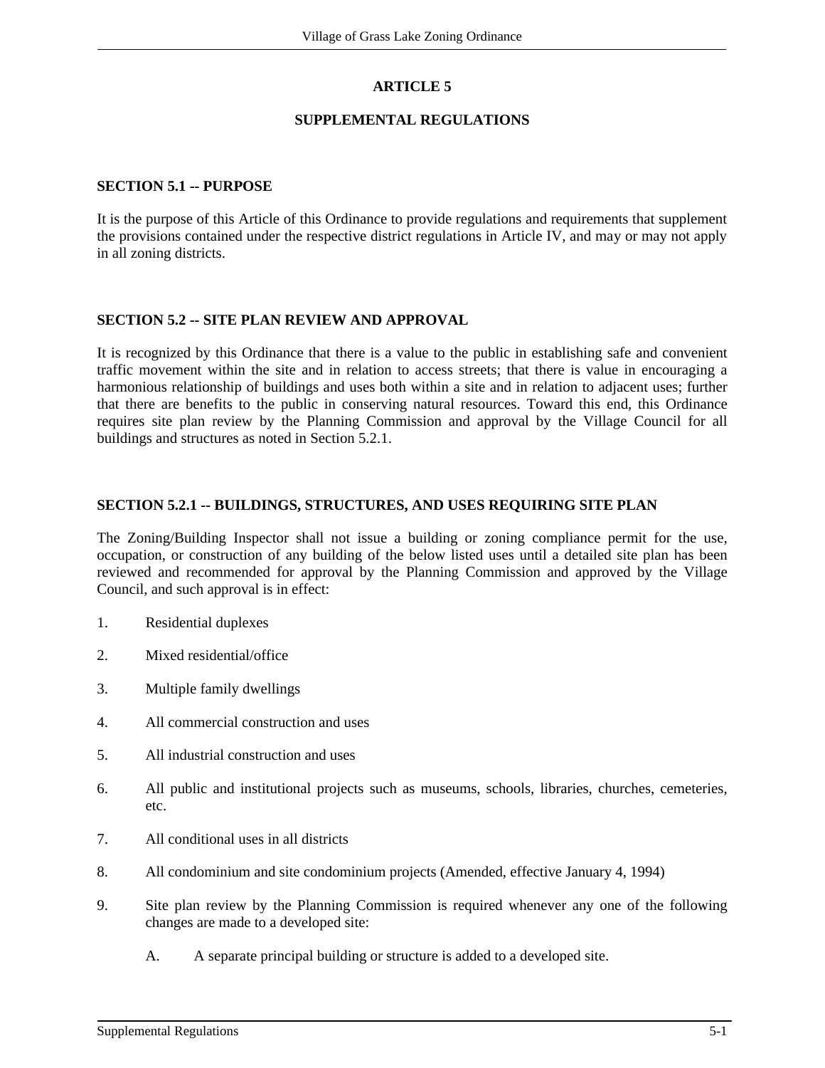# ARTICLE 5

## SUPPLEMENTAL REGULATIONS

### SECTION 5.1 -- PURPOSE

It is the purpose of this Article of this Ordinance to provide regulations and requirements that supplement the provisions contained under the respective district regulations in Article IV, and may or may not apply in all zoning districts.

### SECTION 5.2 -- SITE PLAN REVIEW AND APPROVAL

It is recognized by this Ordinance that there is a value to the public in establishing safe and convenient traffic movement within the site and in relation to access streets; that there is value in encouraging a harmonious relationship of buildings and uses both within a site and in relation to adjacent uses; further that there are benefits to the public in conserving natural resources. Toward this end, this Ordinance requires site plan review by the Planning Commission and approval by the Village Council for all buildings and structures as noted in Section 5.2.1.

### SECTION 5.2.1 -- BUILDINGS, STRUCTURES, AND USES REQUIRING SITE PLAN

The Zoning/Building Inspector shall not issue a building or zoning compliance permit for the use, occupation, or construction of any building of the below listed uses until a detailed site plan has been reviewed and recommended for approval by the Planning Commission and approved by the Village Council, and such approval is in effect:

1. Residential duplexes
2. Mixed residential/office
3. Multiple family dwellings
4. All commercial construction and uses
5. All industrial construction and uses
6. All public and institutional projects such as museums, schools, libraries, churches, cemeteries, etc.
7. All conditional uses in all districts
8. All condominium and site condominium projects (Amended, effective January 4, 1994)
9. Site plan review by the Planning Commission is required whenever any one of the following changes are made to a developed site:

   A. A separate principal building or structure is added to a developed site.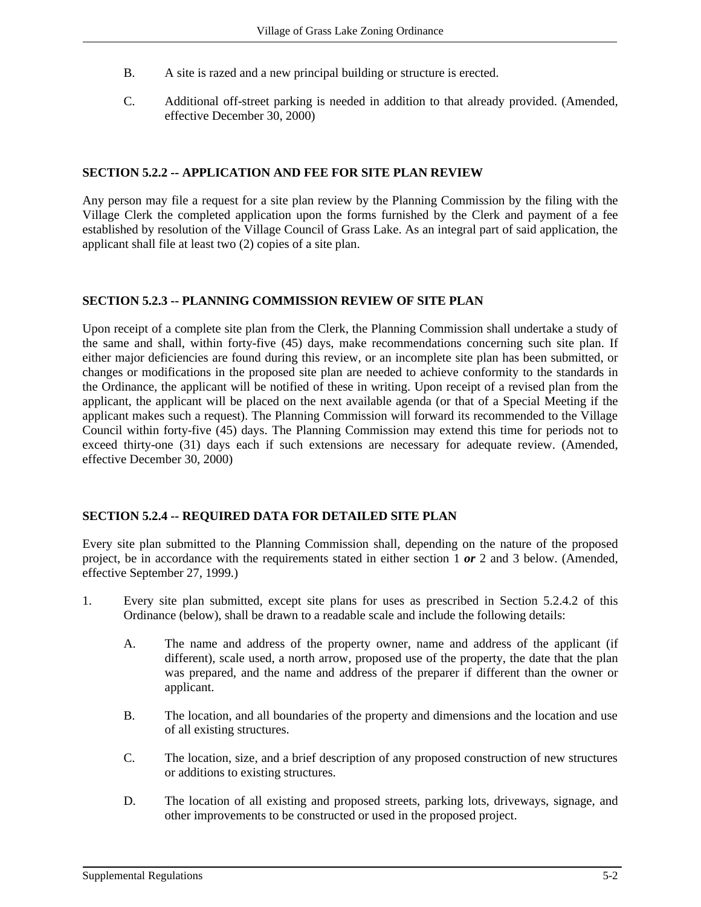B. A site is razed and a new principal building or structure is erected.

C. Additional off-street parking is needed in addition to that already provided. (Amended, effective December 30, 2000)

## SECTION 5.2.2 -- APPLICATION AND FEE FOR SITE PLAN REVIEW

Any person may file a request for a site plan review by the Planning Commission by the filing with the Village Clerk the completed application upon the forms furnished by the Clerk and payment of a fee established by resolution of the Village Council of Grass Lake. As an integral part of said application, the applicant shall file at least two (2) copies of a site plan.

## SECTION 5.2.3 -- PLANNING COMMISSION REVIEW OF SITE PLAN

Upon receipt of a complete site plan from the Clerk, the Planning Commission shall undertake a study of the same and shall, within forty-five (45) days, make recommendations concerning such site plan. If either major deficiencies are found during this review, or an incomplete site plan has been submitted, or changes or modifications in the proposed site plan are needed to achieve conformity to the standards in the Ordinance, the applicant will be notified of these in writing. Upon receipt of a revised plan from the applicant, the applicant will be placed on the next available agenda (or that of a Special Meeting if the applicant makes such a request). The Planning Commission will forward its recommended to the Village Council within forty-five (45) days. The Planning Commission may extend this time for periods not to exceed thirty-one (31) days each if such extensions are necessary for adequate review. (Amended, effective December 30, 2000)

## SECTION 5.2.4 -- REQUIRED DATA FOR DETAILED SITE PLAN

Every site plan submitted to the Planning Commission shall, depending on the nature of the proposed project, be in accordance with the requirements stated in either section 1 ***or*** 2 and 3 below. (Amended, effective September 27, 1999.)

1. Every site plan submitted, except site plans for uses as prescribed in Section 5.2.4.2 of this Ordinance (below), shall be drawn to a readable scale and include the following details:

   A. The name and address of the property owner, name and address of the applicant (if different), scale used, a north arrow, proposed use of the property, the date that the plan was prepared, and the name and address of the preparer if different than the owner or applicant.

   B. The location, and all boundaries of the property and dimensions and the location and use of all existing structures.

   C. The location, size, and a brief description of any proposed construction of new structures or additions to existing structures.

   D. The location of all existing and proposed streets, parking lots, driveways, signage, and other improvements to be constructed or used in the proposed project.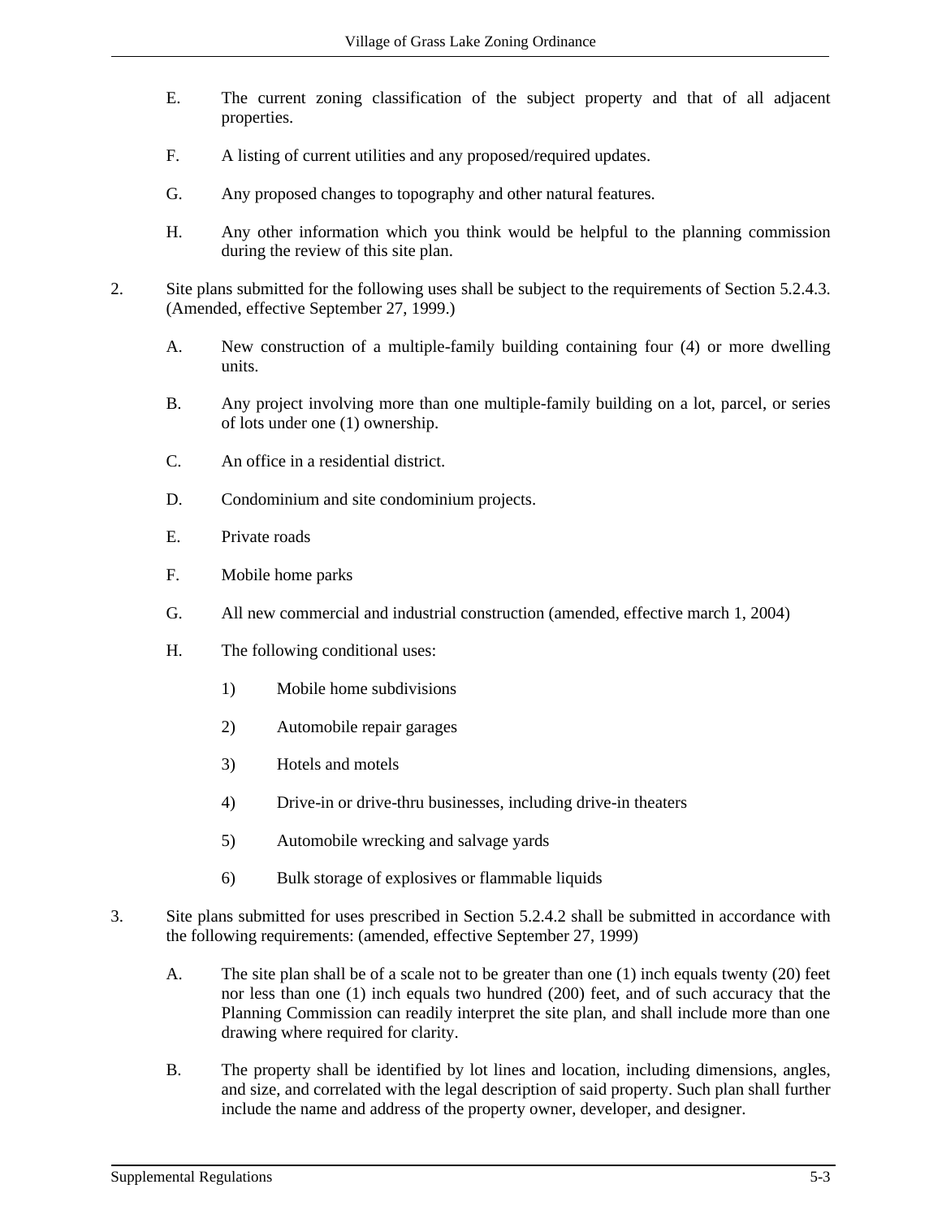E. The current zoning classification of the subject property and that of all adjacent properties.

F. A listing of current utilities and any proposed/required updates.

G. Any proposed changes to topography and other natural features.

H. Any other information which you think would be helpful to the planning commission during the review of this site plan.

2. Site plans submitted for the following uses shall be subject to the requirements of Section 5.2.4.3. (Amended, effective September 27, 1999.)

   A. New construction of a multiple-family building containing four (4) or more dwelling units.

   B. Any project involving more than one multiple-family building on a lot, parcel, or series of lots under one (1) ownership.

   C. An office in a residential district.

   D. Condominium and site condominium projects.

   E. Private roads

   F. Mobile home parks

   G. All new commercial and industrial construction (amended, effective march 1, 2004)

   H. The following conditional uses:

      1) Mobile home subdivisions

      2) Automobile repair garages

      3) Hotels and motels

      4) Drive-in or drive-thru businesses, including drive-in theaters

      5) Automobile wrecking and salvage yards

      6) Bulk storage of explosives or flammable liquids

3. Site plans submitted for uses prescribed in Section 5.2.4.2 shall be submitted in accordance with the following requirements: (amended, effective September 27, 1999)

   A. The site plan shall be of a scale not to be greater than one (1) inch equals twenty (20) feet nor less than one (1) inch equals two hundred (200) feet, and of such accuracy that the Planning Commission can readily interpret the site plan, and shall include more than one drawing where required for clarity.

   B. The property shall be identified by lot lines and location, including dimensions, angles, and size, and correlated with the legal description of said property. Such plan shall further include the name and address of the property owner, developer, and designer.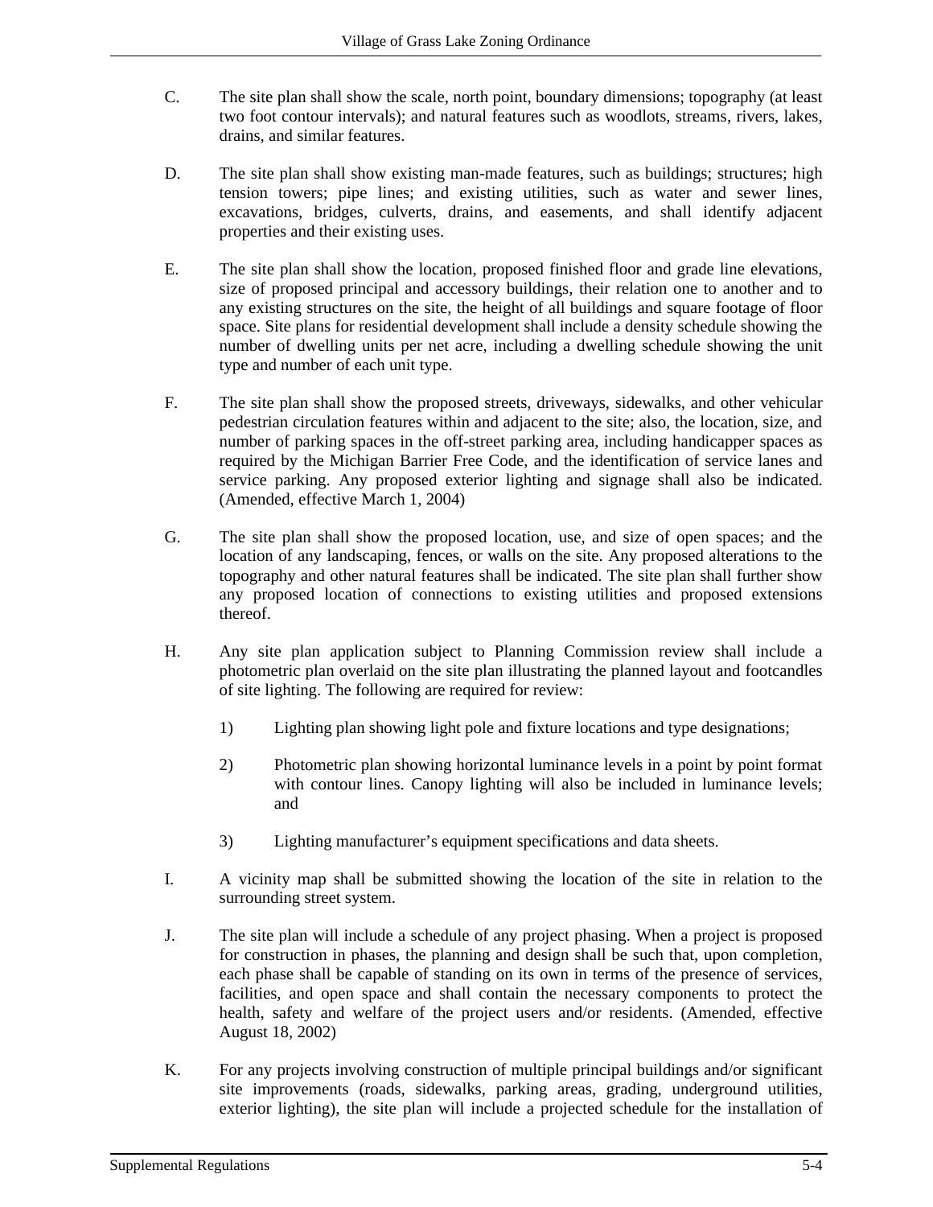C. The site plan shall show the scale, north point, boundary dimensions; topography (at least two foot contour intervals); and natural features such as woodlots, streams, rivers, lakes, drains, and similar features.

D. The site plan shall show existing man-made features, such as buildings; structures; high tension towers; pipe lines; and existing utilities, such as water and sewer lines, excavations, bridges, culverts, drains, and easements, and shall identify adjacent properties and their existing uses.

E. The site plan shall show the location, proposed finished floor and grade line elevations, size of proposed principal and accessory buildings, their relation one to another and to any existing structures on the site, the height of all buildings and square footage of floor space. Site plans for residential development shall include a density schedule showing the number of dwelling units per net acre, including a dwelling schedule showing the unit type and number of each unit type.

F. The site plan shall show the proposed streets, driveways, sidewalks, and other vehicular pedestrian circulation features within and adjacent to the site; also, the location, size, and number of parking spaces in the off-street parking area, including handicapper spaces as required by the Michigan Barrier Free Code, and the identification of service lanes and service parking. Any proposed exterior lighting and signage shall also be indicated. (Amended, effective March 1, 2004)

G. The site plan shall show the proposed location, use, and size of open spaces; and the location of any landscaping, fences, or walls on the site. Any proposed alterations to the topography and other natural features shall be indicated. The site plan shall further show any proposed location of connections to existing utilities and proposed extensions thereof.

H. Any site plan application subject to Planning Commission review shall include a photometric plan overlaid on the site plan illustrating the planned layout and footcandles of site lighting. The following are required for review:

   1) Lighting plan showing light pole and fixture locations and type designations;

   2) Photometric plan showing horizontal luminance levels in a point by point format with contour lines. Canopy lighting will also be included in luminance levels; and

   3) Lighting manufacturer's equipment specifications and data sheets.

I. A vicinity map shall be submitted showing the location of the site in relation to the surrounding street system.

J. The site plan will include a schedule of any project phasing. When a project is proposed for construction in phases, the planning and design shall be such that, upon completion, each phase shall be capable of standing on its own in terms of the presence of services, facilities, and open space and shall contain the necessary components to protect the health, safety and welfare of the project users and/or residents. (Amended, effective August 18, 2002)

K. For any projects involving construction of multiple principal buildings and/or significant site improvements (roads, sidewalks, parking areas, grading, underground utilities, exterior lighting), the site plan will include a projected schedule for the installation of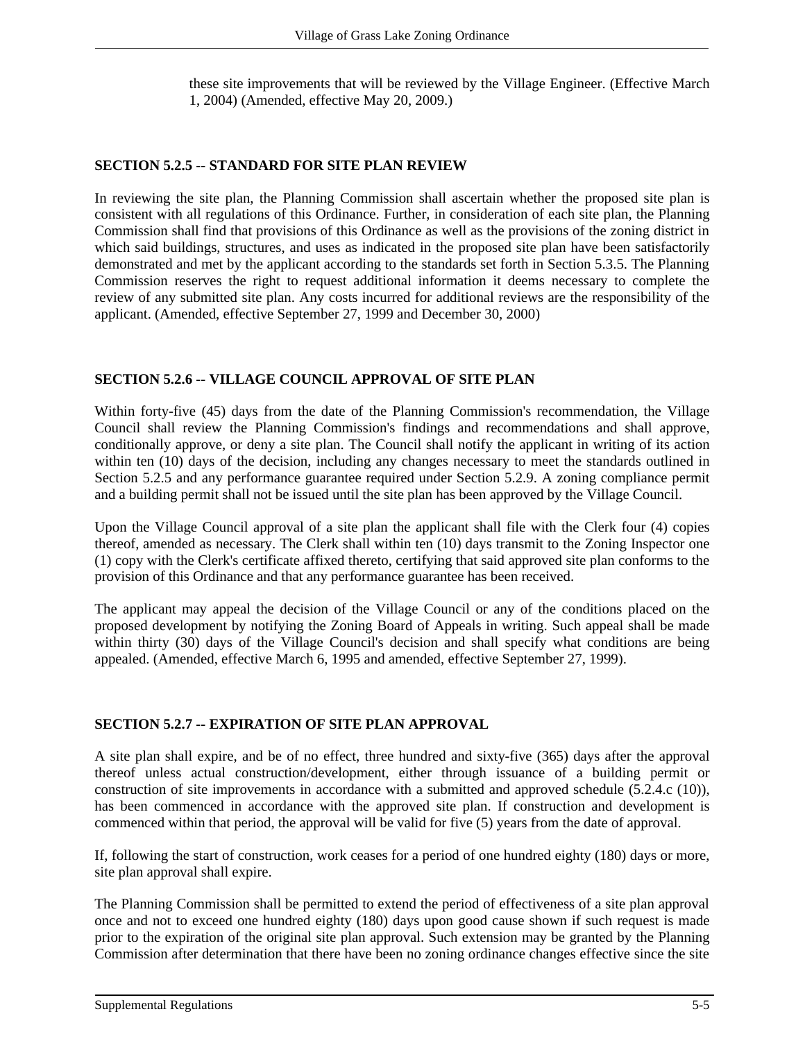these site improvements that will be reviewed by the Village Engineer. (Effective March 1, 2004) (Amended, effective May 20, 2009.)

## SECTION 5.2.5 -- STANDARD FOR SITE PLAN REVIEW

In reviewing the site plan, the Planning Commission shall ascertain whether the proposed site plan is consistent with all regulations of this Ordinance. Further, in consideration of each site plan, the Planning Commission shall find that provisions of this Ordinance as well as the provisions of the zoning district in which said buildings, structures, and uses as indicated in the proposed site plan have been satisfactorily demonstrated and met by the applicant according to the standards set forth in Section 5.3.5. The Planning Commission reserves the right to request additional information it deems necessary to complete the review of any submitted site plan. Any costs incurred for additional reviews are the responsibility of the applicant. (Amended, effective September 27, 1999 and December 30, 2000)

## SECTION 5.2.6 -- VILLAGE COUNCIL APPROVAL OF SITE PLAN

Within forty-five (45) days from the date of the Planning Commission's recommendation, the Village Council shall review the Planning Commission's findings and recommendations and shall approve, conditionally approve, or deny a site plan. The Council shall notify the applicant in writing of its action within ten (10) days of the decision, including any changes necessary to meet the standards outlined in Section 5.2.5 and any performance guarantee required under Section 5.2.9. A zoning compliance permit and a building permit shall not be issued until the site plan has been approved by the Village Council.

Upon the Village Council approval of a site plan the applicant shall file with the Clerk four (4) copies thereof, amended as necessary. The Clerk shall within ten (10) days transmit to the Zoning Inspector one (1) copy with the Clerk's certificate affixed thereto, certifying that said approved site plan conforms to the provision of this Ordinance and that any performance guarantee has been received.

The applicant may appeal the decision of the Village Council or any of the conditions placed on the proposed development by notifying the Zoning Board of Appeals in writing. Such appeal shall be made within thirty (30) days of the Village Council's decision and shall specify what conditions are being appealed. (Amended, effective March 6, 1995 and amended, effective September 27, 1999).

## SECTION 5.2.7 -- EXPIRATION OF SITE PLAN APPROVAL

A site plan shall expire, and be of no effect, three hundred and sixty-five (365) days after the approval thereof unless actual construction/development, either through issuance of a building permit or construction of site improvements in accordance with a submitted and approved schedule (5.2.4.c (10)), has been commenced in accordance with the approved site plan. If construction and development is commenced within that period, the approval will be valid for five (5) years from the date of approval.

If, following the start of construction, work ceases for a period of one hundred eighty (180) days or more, site plan approval shall expire.

The Planning Commission shall be permitted to extend the period of effectiveness of a site plan approval once and not to exceed one hundred eighty (180) days upon good cause shown if such request is made prior to the expiration of the original site plan approval. Such extension may be granted by the Planning Commission after determination that there have been no zoning ordinance changes effective since the site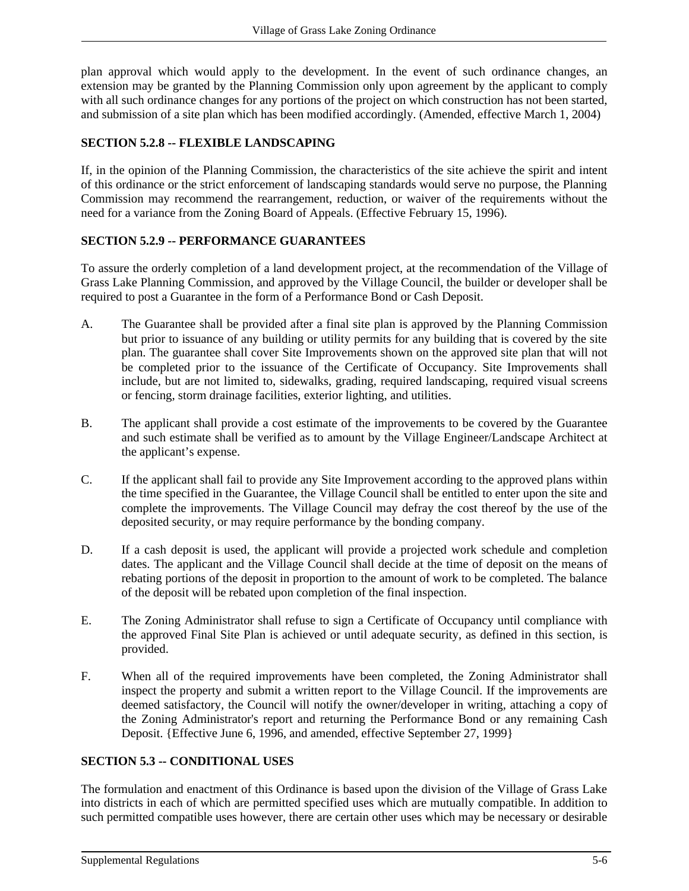plan approval which would apply to the development. In the event of such ordinance changes, an extension may be granted by the Planning Commission only upon agreement by the applicant to comply with all such ordinance changes for any portions of the project on which construction has not been started, and submission of a site plan which has been modified accordingly. (Amended, effective March 1, 2004)

### SECTION 5.2.8 -- FLEXIBLE LANDSCAPING

If, in the opinion of the Planning Commission, the characteristics of the site achieve the spirit and intent of this ordinance or the strict enforcement of landscaping standards would serve no purpose, the Planning Commission may recommend the rearrangement, reduction, or waiver of the requirements without the need for a variance from the Zoning Board of Appeals. (Effective February 15, 1996).

### SECTION 5.2.9 -- PERFORMANCE GUARANTEES

To assure the orderly completion of a land development project, at the recommendation of the Village of Grass Lake Planning Commission, and approved by the Village Council, the builder or developer shall be required to post a Guarantee in the form of a Performance Bond or Cash Deposit.

A. The Guarantee shall be provided after a final site plan is approved by the Planning Commission but prior to issuance of any building or utility permits for any building that is covered by the site plan. The guarantee shall cover Site Improvements shown on the approved site plan that will not be completed prior to the issuance of the Certificate of Occupancy. Site Improvements shall include, but are not limited to, sidewalks, grading, required landscaping, required visual screens or fencing, storm drainage facilities, exterior lighting, and utilities.

B. The applicant shall provide a cost estimate of the improvements to be covered by the Guarantee and such estimate shall be verified as to amount by the Village Engineer/Landscape Architect at the applicant's expense.

C. If the applicant shall fail to provide any Site Improvement according to the approved plans within the time specified in the Guarantee, the Village Council shall be entitled to enter upon the site and complete the improvements. The Village Council may defray the cost thereof by the use of the deposited security, or may require performance by the bonding company.

D. If a cash deposit is used, the applicant will provide a projected work schedule and completion dates. The applicant and the Village Council shall decide at the time of deposit on the means of rebating portions of the deposit in proportion to the amount of work to be completed. The balance of the deposit will be rebated upon completion of the final inspection.

E. The Zoning Administrator shall refuse to sign a Certificate of Occupancy until compliance with the approved Final Site Plan is achieved or until adequate security, as defined in this section, is provided.

F. When all of the required improvements have been completed, the Zoning Administrator shall inspect the property and submit a written report to the Village Council. If the improvements are deemed satisfactory, the Council will notify the owner/developer in writing, attaching a copy of the Zoning Administrator's report and returning the Performance Bond or any remaining Cash Deposit. {Effective June 6, 1996, and amended, effective September 27, 1999}

### SECTION 5.3 -- CONDITIONAL USES

The formulation and enactment of this Ordinance is based upon the division of the Village of Grass Lake into districts in each of which are permitted specified uses which are mutually compatible. In addition to such permitted compatible uses however, there are certain other uses which may be necessary or desirable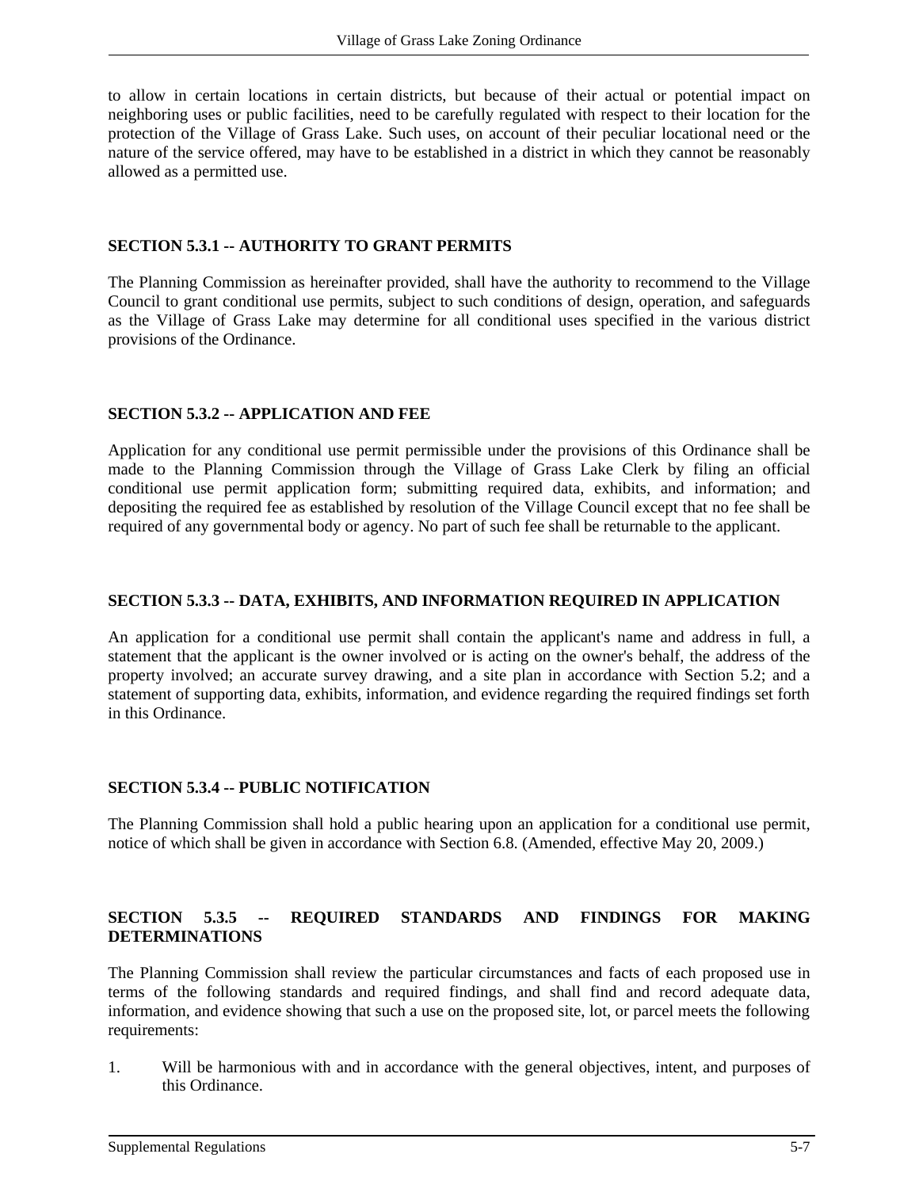to allow in certain locations in certain districts, but because of their actual or potential impact on neighboring uses or public facilities, need to be carefully regulated with respect to their location for the protection of the Village of Grass Lake. Such uses, on account of their peculiar locational need or the nature of the service offered, may have to be established in a district in which they cannot be reasonably allowed as a permitted use.

### SECTION 5.3.1 -- AUTHORITY TO GRANT PERMITS

The Planning Commission as hereinafter provided, shall have the authority to recommend to the Village Council to grant conditional use permits, subject to such conditions of design, operation, and safeguards as the Village of Grass Lake may determine for all conditional uses specified in the various district provisions of the Ordinance.

### SECTION 5.3.2 -- APPLICATION AND FEE

Application for any conditional use permit permissible under the provisions of this Ordinance shall be made to the Planning Commission through the Village of Grass Lake Clerk by filing an official conditional use permit application form; submitting required data, exhibits, and information; and depositing the required fee as established by resolution of the Village Council except that no fee shall be required of any governmental body or agency. No part of such fee shall be returnable to the applicant.

### SECTION 5.3.3 -- DATA, EXHIBITS, AND INFORMATION REQUIRED IN APPLICATION

An application for a conditional use permit shall contain the applicant's name and address in full, a statement that the applicant is the owner involved or is acting on the owner's behalf, the address of the property involved; an accurate survey drawing, and a site plan in accordance with Section 5.2; and a statement of supporting data, exhibits, information, and evidence regarding the required findings set forth in this Ordinance.

### SECTION 5.3.4 -- PUBLIC NOTIFICATION

The Planning Commission shall hold a public hearing upon an application for a conditional use permit, notice of which shall be given in accordance with Section 6.8. (Amended, effective May 20, 2009.)

### SECTION 5.3.5 -- REQUIRED STANDARDS AND FINDINGS FOR MAKING DETERMINATIONS

The Planning Commission shall review the particular circumstances and facts of each proposed use in terms of the following standards and required findings, and shall find and record adequate data, information, and evidence showing that such a use on the proposed site, lot, or parcel meets the following requirements:

1. Will be harmonious with and in accordance with the general objectives, intent, and purposes of this Ordinance.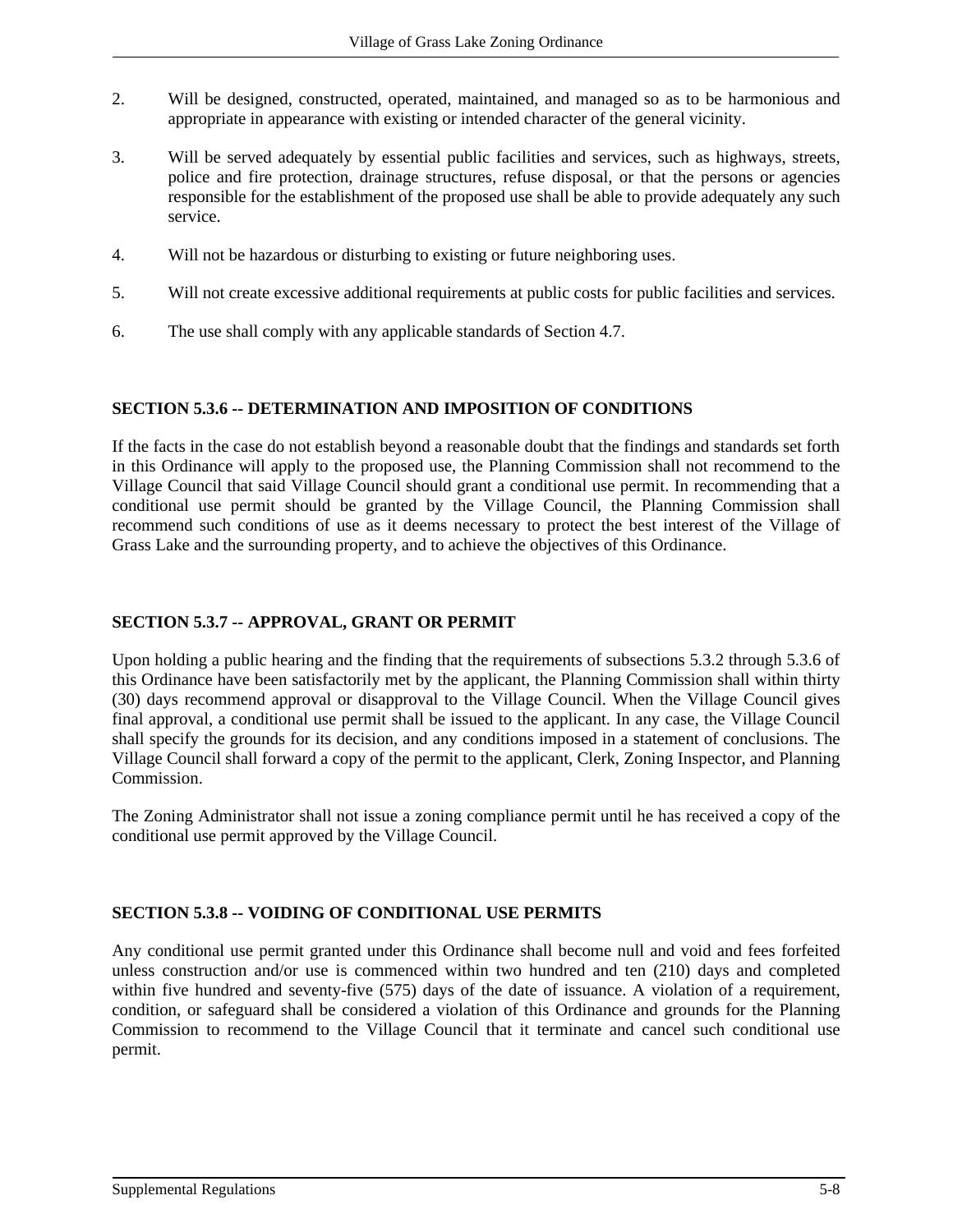2. Will be designed, constructed, operated, maintained, and managed so as to be harmonious and appropriate in appearance with existing or intended character of the general vicinity.

3. Will be served adequately by essential public facilities and services, such as highways, streets, police and fire protection, drainage structures, refuse disposal, or that the persons or agencies responsible for the establishment of the proposed use shall be able to provide adequately any such service.

4. Will not be hazardous or disturbing to existing or future neighboring uses.

5. Will not create excessive additional requirements at public costs for public facilities and services.

6. The use shall comply with any applicable standards of Section 4.7.

### SECTION 5.3.6 -- DETERMINATION AND IMPOSITION OF CONDITIONS

If the facts in the case do not establish beyond a reasonable doubt that the findings and standards set forth in this Ordinance will apply to the proposed use, the Planning Commission shall not recommend to the Village Council that said Village Council should grant a conditional use permit. In recommending that a conditional use permit should be granted by the Village Council, the Planning Commission shall recommend such conditions of use as it deems necessary to protect the best interest of the Village of Grass Lake and the surrounding property, and to achieve the objectives of this Ordinance.

### SECTION 5.3.7 -- APPROVAL, GRANT OR PERMIT

Upon holding a public hearing and the finding that the requirements of subsections 5.3.2 through 5.3.6 of this Ordinance have been satisfactorily met by the applicant, the Planning Commission shall within thirty (30) days recommend approval or disapproval to the Village Council. When the Village Council gives final approval, a conditional use permit shall be issued to the applicant. In any case, the Village Council shall specify the grounds for its decision, and any conditions imposed in a statement of conclusions. The Village Council shall forward a copy of the permit to the applicant, Clerk, Zoning Inspector, and Planning Commission.

The Zoning Administrator shall not issue a zoning compliance permit until he has received a copy of the conditional use permit approved by the Village Council.

### SECTION 5.3.8 -- VOIDING OF CONDITIONAL USE PERMITS

Any conditional use permit granted under this Ordinance shall become null and void and fees forfeited unless construction and/or use is commenced within two hundred and ten (210) days and completed within five hundred and seventy-five (575) days of the date of issuance. A violation of a requirement, condition, or safeguard shall be considered a violation of this Ordinance and grounds for the Planning Commission to recommend to the Village Council that it terminate and cancel such conditional use permit.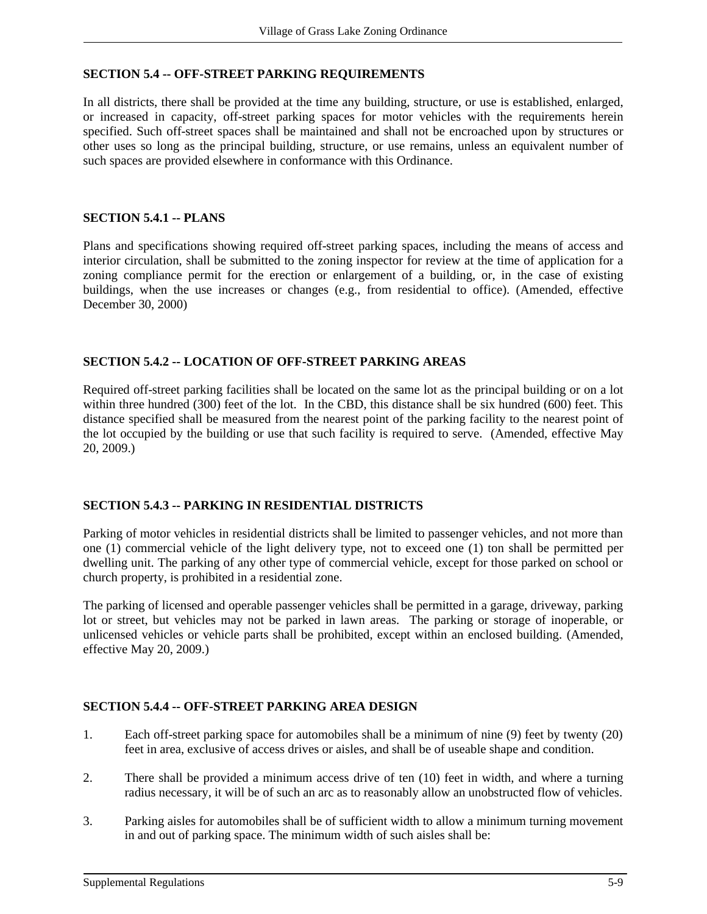## SECTION 5.4 -- OFF-STREET PARKING REQUIREMENTS

In all districts, there shall be provided at the time any building, structure, or use is established, enlarged, or increased in capacity, off-street parking spaces for motor vehicles with the requirements herein specified. Such off-street spaces shall be maintained and shall not be encroached upon by structures or other uses so long as the principal building, structure, or use remains, unless an equivalent number of such spaces are provided elsewhere in conformance with this Ordinance.

### SECTION 5.4.1 -- PLANS

Plans and specifications showing required off-street parking spaces, including the means of access and interior circulation, shall be submitted to the zoning inspector for review at the time of application for a zoning compliance permit for the erection or enlargement of a building, or, in the case of existing buildings, when the use increases or changes (e.g., from residential to office). (Amended, effective December 30, 2000)

### SECTION 5.4.2 -- LOCATION OF OFF-STREET PARKING AREAS

Required off-street parking facilities shall be located on the same lot as the principal building or on a lot within three hundred (300) feet of the lot. In the CBD, this distance shall be six hundred (600) feet. This distance specified shall be measured from the nearest point of the parking facility to the nearest point of the lot occupied by the building or use that such facility is required to serve. (Amended, effective May 20, 2009.)

### SECTION 5.4.3 -- PARKING IN RESIDENTIAL DISTRICTS

Parking of motor vehicles in residential districts shall be limited to passenger vehicles, and not more than one (1) commercial vehicle of the light delivery type, not to exceed one (1) ton shall be permitted per dwelling unit. The parking of any other type of commercial vehicle, except for those parked on school or church property, is prohibited in a residential zone.

The parking of licensed and operable passenger vehicles shall be permitted in a garage, driveway, parking lot or street, but vehicles may not be parked in lawn areas. The parking or storage of inoperable, or unlicensed vehicles or vehicle parts shall be prohibited, except within an enclosed building. (Amended, effective May 20, 2009.)

### SECTION 5.4.4 -- OFF-STREET PARKING AREA DESIGN

1. Each off-street parking space for automobiles shall be a minimum of nine (9) feet by twenty (20) feet in area, exclusive of access drives or aisles, and shall be of useable shape and condition.

2. There shall be provided a minimum access drive of ten (10) feet in width, and where a turning radius necessary, it will be of such an arc as to reasonably allow an unobstructed flow of vehicles.

3. Parking aisles for automobiles shall be of sufficient width to allow a minimum turning movement in and out of parking space. The minimum width of such aisles shall be: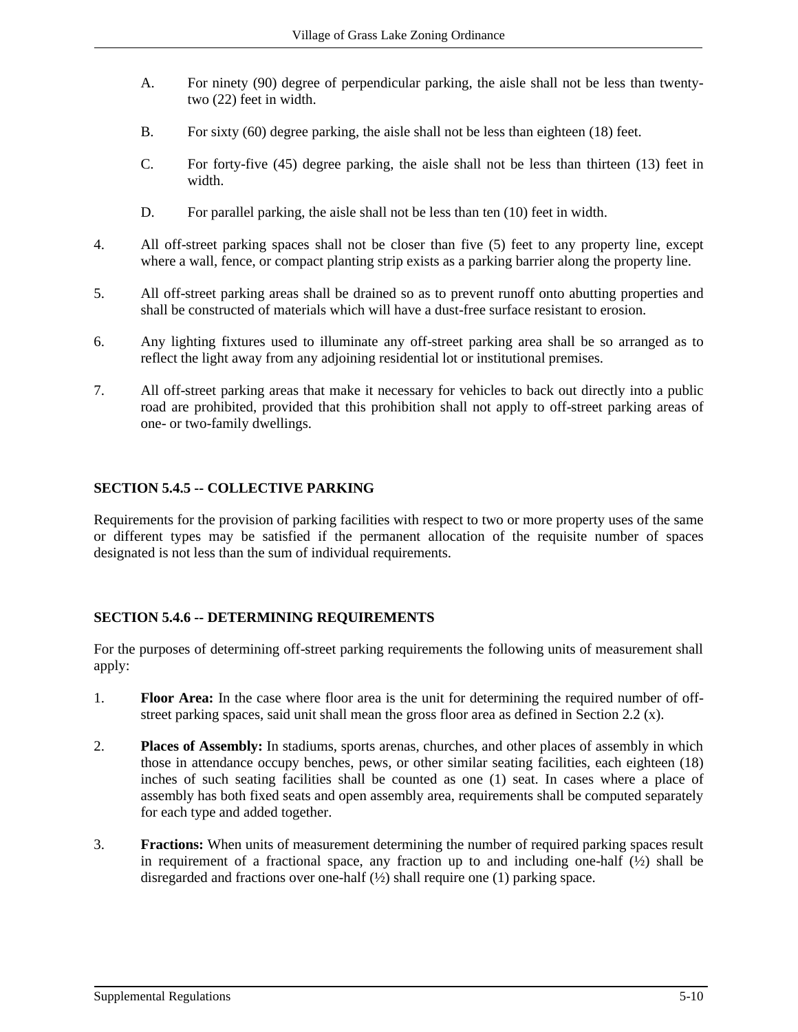A. For ninety (90) degree of perpendicular parking, the aisle shall not be less than twenty-two (22) feet in width.

B. For sixty (60) degree parking, the aisle shall not be less than eighteen (18) feet.

C. For forty-five (45) degree parking, the aisle shall not be less than thirteen (13) feet in width.

D. For parallel parking, the aisle shall not be less than ten (10) feet in width.

4. All off-street parking spaces shall not be closer than five (5) feet to any property line, except where a wall, fence, or compact planting strip exists as a parking barrier along the property line.

5. All off-street parking areas shall be drained so as to prevent runoff onto abutting properties and shall be constructed of materials which will have a dust-free surface resistant to erosion.

6. Any lighting fixtures used to illuminate any off-street parking area shall be so arranged as to reflect the light away from any adjoining residential lot or institutional premises.

7. All off-street parking areas that make it necessary for vehicles to back out directly into a public road are prohibited, provided that this prohibition shall not apply to off-street parking areas of one- or two-family dwellings.

## SECTION 5.4.5 -- COLLECTIVE PARKING

Requirements for the provision of parking facilities with respect to two or more property uses of the same or different types may be satisfied if the permanent allocation of the requisite number of spaces designated is not less than the sum of individual requirements.

## SECTION 5.4.6 -- DETERMINING REQUIREMENTS

For the purposes of determining off-street parking requirements the following units of measurement shall apply:

1. **Floor Area:** In the case where floor area is the unit for determining the required number of off-street parking spaces, said unit shall mean the gross floor area as defined in Section 2.2 (x).

2. **Places of Assembly:** In stadiums, sports arenas, churches, and other places of assembly in which those in attendance occupy benches, pews, or other similar seating facilities, each eighteen (18) inches of such seating facilities shall be counted as one (1) seat. In cases where a place of assembly has both fixed seats and open assembly area, requirements shall be computed separately for each type and added together.

3. **Fractions:** When units of measurement determining the number of required parking spaces result in requirement of a fractional space, any fraction up to and including one-half (½) shall be disregarded and fractions over one-half (½) shall require one (1) parking space.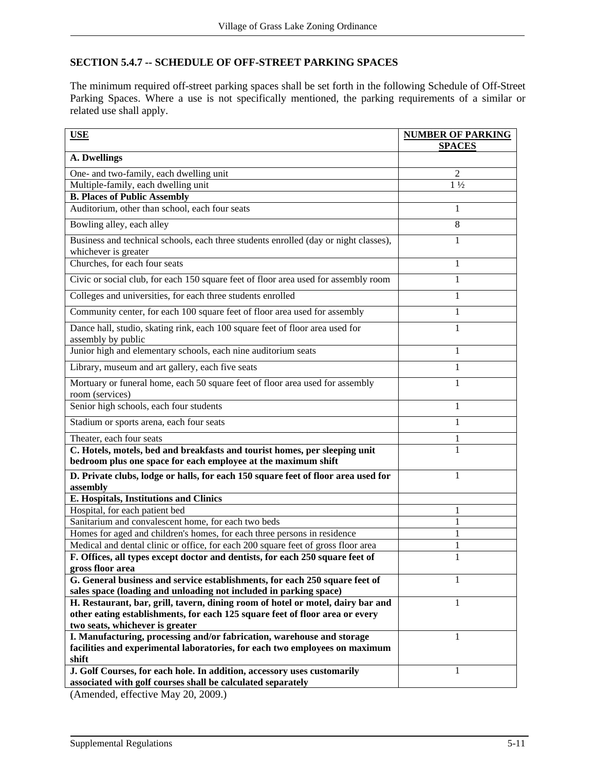### SECTION 5.4.7 -- SCHEDULE OF OFF-STREET PARKING SPACES

The minimum required off-street parking spaces shall be set forth in the following Schedule of Off-Street Parking Spaces. Where a use is not specifically mentioned, the parking requirements of a similar or related use shall apply.

| USE | NUMBER OF PARKING SPACES |
|---|---|
| **A. Dwellings** | |
| One- and two-family, each dwelling unit | 2 |
| Multiple-family, each dwelling unit | 1 ½ |
| **B. Places of Public Assembly** | |
| Auditorium, other than school, each four seats | 1 |
| Bowling alley, each alley | 8 |
| Business and technical schools, each three students enrolled (day or night classes), whichever is greater | 1 |
| Churches, for each four seats | 1 |
| Civic or social club, for each 150 square feet of floor area used for assembly room | 1 |
| Colleges and universities, for each three students enrolled | 1 |
| Community center, for each 100 square feet of floor area used for assembly | 1 |
| Dance hall, studio, skating rink, each 100 square feet of floor area used for assembly by public | 1 |
| Junior high and elementary schools, each nine auditorium seats | 1 |
| Library, museum and art gallery, each five seats | 1 |
| Mortuary or funeral home, each 50 square feet of floor area used for assembly room (services) | 1 |
| Senior high schools, each four students | 1 |
| Stadium or sports arena, each four seats | 1 |
| Theater, each four seats | 1 |
| **C. Hotels, motels, bed and breakfasts and tourist homes, per sleeping unit bedroom plus one space for each employee at the maximum shift** | 1 |
| **D. Private clubs, lodge or halls, for each 150 square feet of floor area used for assembly** | 1 |
| **E. Hospitals, Institutions and Clinics** | |
| Hospital, for each patient bed | 1 |
| Sanitarium and convalescent home, for each two beds | 1 |
| Homes for aged and children's homes, for each three persons in residence | 1 |
| Medical and dental clinic or office, for each 200 square feet of gross floor area | 1 |
| **F. Offices, all types except doctor and dentists, for each 250 square feet of gross floor area** | 1 |
| **G. General business and service establishments, for each 250 square feet of sales space (loading and unloading not included in parking space)** | 1 |
| **H. Restaurant, bar, grill, tavern, dining room of hotel or motel, dairy bar and other eating establishments, for each 125 square feet of floor area or every two seats, whichever is greater** | 1 |
| **I. Manufacturing, processing and/or fabrication, warehouse and storage facilities and experimental laboratories, for each two employees on maximum shift** | 1 |
| **J. Golf Courses, for each hole. In addition, accessory uses customarily associated with golf courses shall be calculated separately** | 1 |

(Amended, effective May 20, 2009.)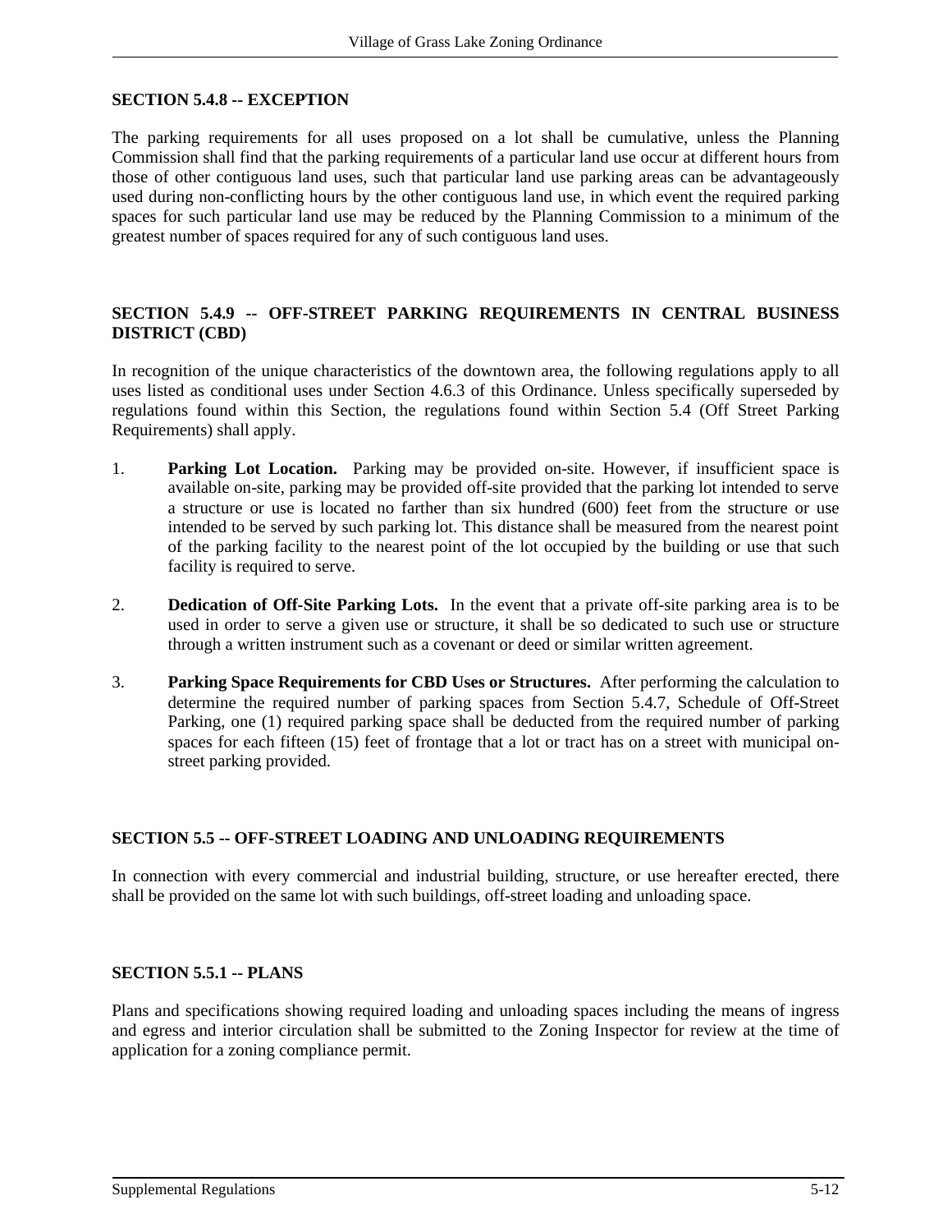### SECTION 5.4.8 -- EXCEPTION

The parking requirements for all uses proposed on a lot shall be cumulative, unless the Planning Commission shall find that the parking requirements of a particular land use occur at different hours from those of other contiguous land uses, such that particular land use parking areas can be advantageously used during non-conflicting hours by the other contiguous land use, in which event the required parking spaces for such particular land use may be reduced by the Planning Commission to a minimum of the greatest number of spaces required for any of such contiguous land uses.

### SECTION 5.4.9 -- OFF-STREET PARKING REQUIREMENTS IN CENTRAL BUSINESS DISTRICT (CBD)

In recognition of the unique characteristics of the downtown area, the following regulations apply to all uses listed as conditional uses under Section 4.6.3 of this Ordinance. Unless specifically superseded by regulations found within this Section, the regulations found within Section 5.4 (Off Street Parking Requirements) shall apply.

1. **Parking Lot Location.** Parking may be provided on-site. However, if insufficient space is available on-site, parking may be provided off-site provided that the parking lot intended to serve a structure or use is located no farther than six hundred (600) feet from the structure or use intended to be served by such parking lot. This distance shall be measured from the nearest point of the parking facility to the nearest point of the lot occupied by the building or use that such facility is required to serve.

2. **Dedication of Off-Site Parking Lots.** In the event that a private off-site parking area is to be used in order to serve a given use or structure, it shall be so dedicated to such use or structure through a written instrument such as a covenant or deed or similar written agreement.

3. **Parking Space Requirements for CBD Uses or Structures.** After performing the calculation to determine the required number of parking spaces from Section 5.4.7, Schedule of Off-Street Parking, one (1) required parking space shall be deducted from the required number of parking spaces for each fifteen (15) feet of frontage that a lot or tract has on a street with municipal on-street parking provided.

### SECTION 5.5 -- OFF-STREET LOADING AND UNLOADING REQUIREMENTS

In connection with every commercial and industrial building, structure, or use hereafter erected, there shall be provided on the same lot with such buildings, off-street loading and unloading space.

### SECTION 5.5.1 -- PLANS

Plans and specifications showing required loading and unloading spaces including the means of ingress and egress and interior circulation shall be submitted to the Zoning Inspector for review at the time of application for a zoning compliance permit.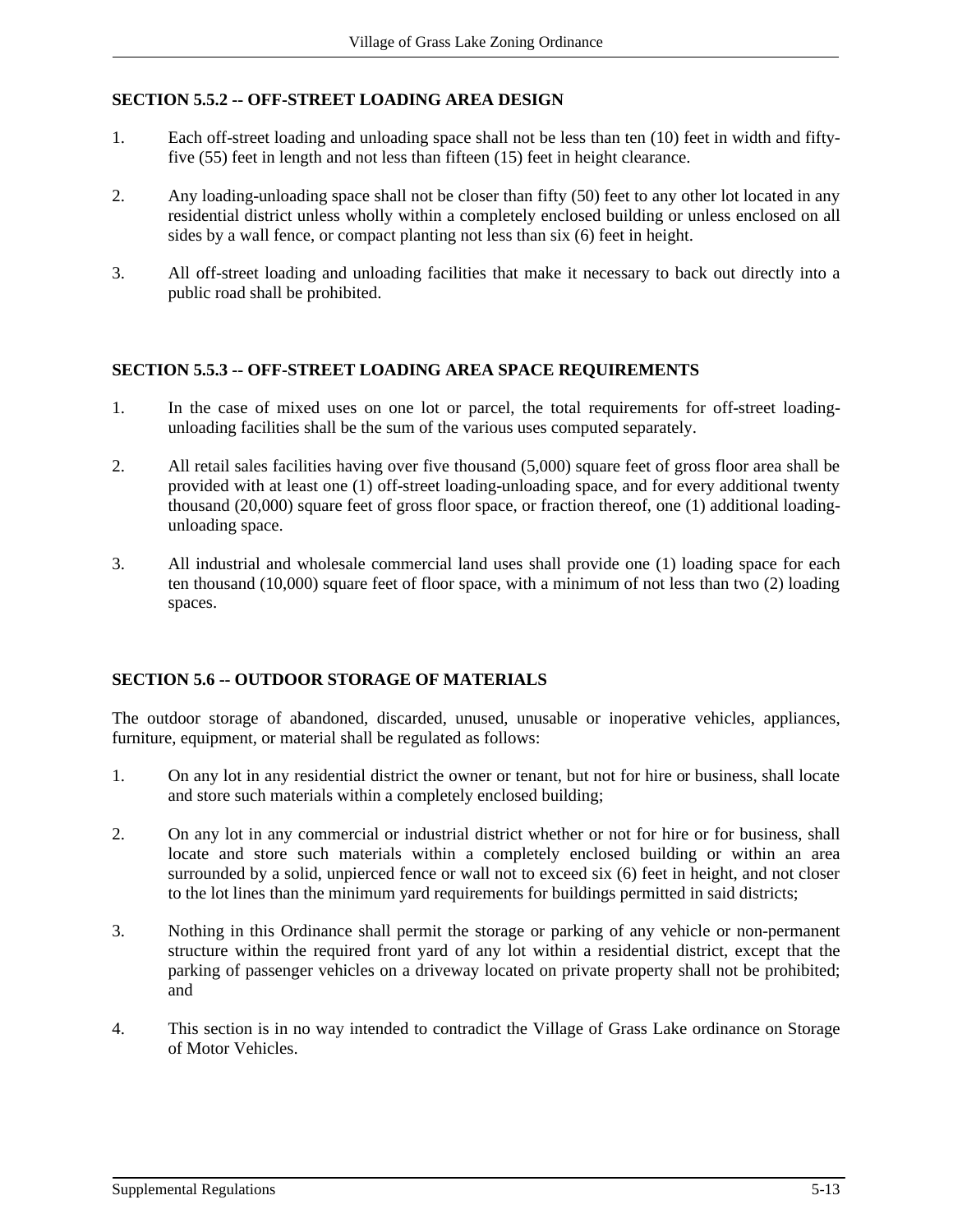### SECTION 5.5.2 -- OFF-STREET LOADING AREA DESIGN

1. Each off-street loading and unloading space shall not be less than ten (10) feet in width and fifty-five (55) feet in length and not less than fifteen (15) feet in height clearance.

2. Any loading-unloading space shall not be closer than fifty (50) feet to any other lot located in any residential district unless wholly within a completely enclosed building or unless enclosed on all sides by a wall fence, or compact planting not less than six (6) feet in height.

3. All off-street loading and unloading facilities that make it necessary to back out directly into a public road shall be prohibited.

### SECTION 5.5.3 -- OFF-STREET LOADING AREA SPACE REQUIREMENTS

1. In the case of mixed uses on one lot or parcel, the total requirements for off-street loading-unloading facilities shall be the sum of the various uses computed separately.

2. All retail sales facilities having over five thousand (5,000) square feet of gross floor area shall be provided with at least one (1) off-street loading-unloading space, and for every additional twenty thousand (20,000) square feet of gross floor space, or fraction thereof, one (1) additional loading-unloading space.

3. All industrial and wholesale commercial land uses shall provide one (1) loading space for each ten thousand (10,000) square feet of floor space, with a minimum of not less than two (2) loading spaces.

### SECTION 5.6 -- OUTDOOR STORAGE OF MATERIALS

The outdoor storage of abandoned, discarded, unused, unusable or inoperative vehicles, appliances, furniture, equipment, or material shall be regulated as follows:

1. On any lot in any residential district the owner or tenant, but not for hire or business, shall locate and store such materials within a completely enclosed building;

2. On any lot in any commercial or industrial district whether or not for hire or for business, shall locate and store such materials within a completely enclosed building or within an area surrounded by a solid, unpierced fence or wall not to exceed six (6) feet in height, and not closer to the lot lines than the minimum yard requirements for buildings permitted in said districts;

3. Nothing in this Ordinance shall permit the storage or parking of any vehicle or non-permanent structure within the required front yard of any lot within a residential district, except that the parking of passenger vehicles on a driveway located on private property shall not be prohibited; and

4. This section is in no way intended to contradict the Village of Grass Lake ordinance on Storage of Motor Vehicles.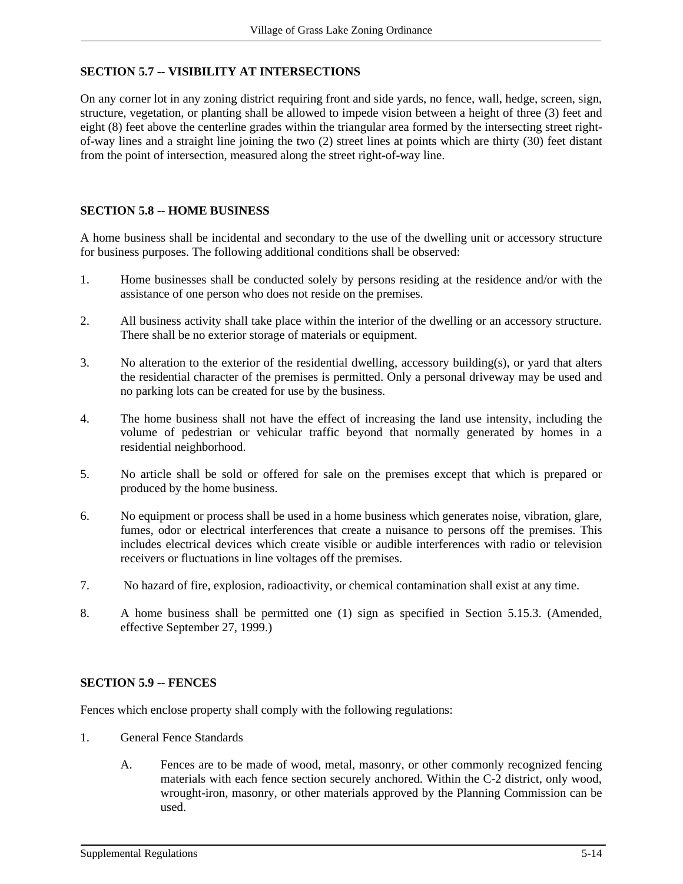## SECTION 5.7 -- VISIBILITY AT INTERSECTIONS

On any corner lot in any zoning district requiring front and side yards, no fence, wall, hedge, screen, sign, structure, vegetation, or planting shall be allowed to impede vision between a height of three (3) feet and eight (8) feet above the centerline grades within the triangular area formed by the intersecting street right-of-way lines and a straight line joining the two (2) street lines at points which are thirty (30) feet distant from the point of intersection, measured along the street right-of-way line.

## SECTION 5.8 -- HOME BUSINESS

A home business shall be incidental and secondary to the use of the dwelling unit or accessory structure for business purposes. The following additional conditions shall be observed:

1. Home businesses shall be conducted solely by persons residing at the residence and/or with the assistance of one person who does not reside on the premises.

2. All business activity shall take place within the interior of the dwelling or an accessory structure. There shall be no exterior storage of materials or equipment.

3. No alteration to the exterior of the residential dwelling, accessory building(s), or yard that alters the residential character of the premises is permitted. Only a personal driveway may be used and no parking lots can be created for use by the business.

4. The home business shall not have the effect of increasing the land use intensity, including the volume of pedestrian or vehicular traffic beyond that normally generated by homes in a residential neighborhood.

5. No article shall be sold or offered for sale on the premises except that which is prepared or produced by the home business.

6. No equipment or process shall be used in a home business which generates noise, vibration, glare, fumes, odor or electrical interferences that create a nuisance to persons off the premises. This includes electrical devices which create visible or audible interferences with radio or television receivers or fluctuations in line voltages off the premises.

7. No hazard of fire, explosion, radioactivity, or chemical contamination shall exist at any time.

8. A home business shall be permitted one (1) sign as specified in Section 5.15.3. (Amended, effective September 27, 1999.)

## SECTION 5.9 -- FENCES

Fences which enclose property shall comply with the following regulations:

1. General Fence Standards

   A. Fences are to be made of wood, metal, masonry, or other commonly recognized fencing materials with each fence section securely anchored. Within the C-2 district, only wood, wrought-iron, masonry, or other materials approved by the Planning Commission can be used.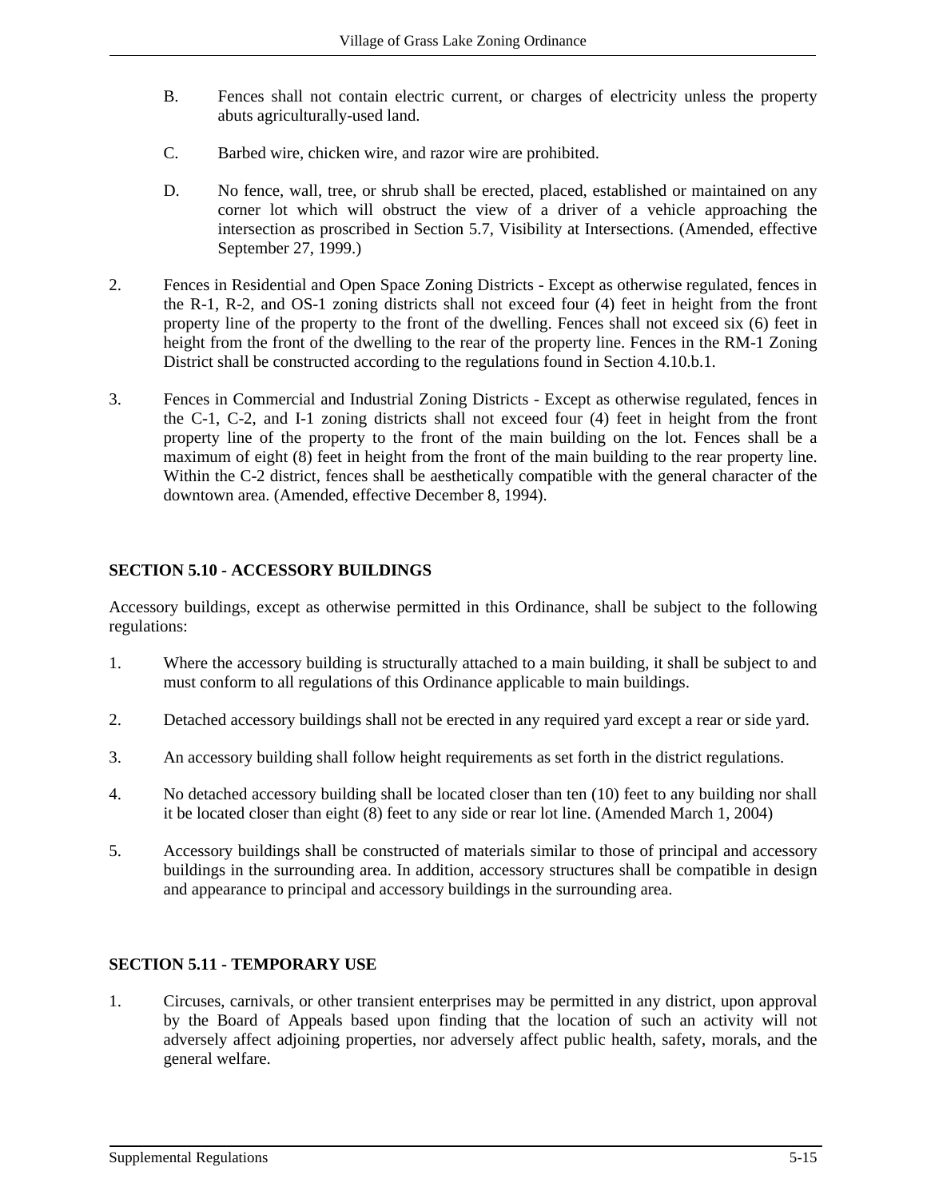B. Fences shall not contain electric current, or charges of electricity unless the property abuts agriculturally-used land.

C. Barbed wire, chicken wire, and razor wire are prohibited.

D. No fence, wall, tree, or shrub shall be erected, placed, established or maintained on any corner lot which will obstruct the view of a driver of a vehicle approaching the intersection as proscribed in Section 5.7, Visibility at Intersections. (Amended, effective September 27, 1999.)

2. Fences in Residential and Open Space Zoning Districts - Except as otherwise regulated, fences in the R-1, R-2, and OS-1 zoning districts shall not exceed four (4) feet in height from the front property line of the property to the front of the dwelling. Fences shall not exceed six (6) feet in height from the front of the dwelling to the rear of the property line. Fences in the RM-1 Zoning District shall be constructed according to the regulations found in Section 4.10.b.1.

3. Fences in Commercial and Industrial Zoning Districts - Except as otherwise regulated, fences in the C-1, C-2, and I-1 zoning districts shall not exceed four (4) feet in height from the front property line of the property to the front of the main building on the lot. Fences shall be a maximum of eight (8) feet in height from the front of the main building to the rear property line. Within the C-2 district, fences shall be aesthetically compatible with the general character of the downtown area. (Amended, effective December 8, 1994).

## SECTION 5.10 - ACCESSORY BUILDINGS

Accessory buildings, except as otherwise permitted in this Ordinance, shall be subject to the following regulations:

1. Where the accessory building is structurally attached to a main building, it shall be subject to and must conform to all regulations of this Ordinance applicable to main buildings.

2. Detached accessory buildings shall not be erected in any required yard except a rear or side yard.

3. An accessory building shall follow height requirements as set forth in the district regulations.

4. No detached accessory building shall be located closer than ten (10) feet to any building nor shall it be located closer than eight (8) feet to any side or rear lot line. (Amended March 1, 2004)

5. Accessory buildings shall be constructed of materials similar to those of principal and accessory buildings in the surrounding area. In addition, accessory structures shall be compatible in design and appearance to principal and accessory buildings in the surrounding area.

## SECTION 5.11 - TEMPORARY USE

1. Circuses, carnivals, or other transient enterprises may be permitted in any district, upon approval by the Board of Appeals based upon finding that the location of such an activity will not adversely affect adjoining properties, nor adversely affect public health, safety, morals, and the general welfare.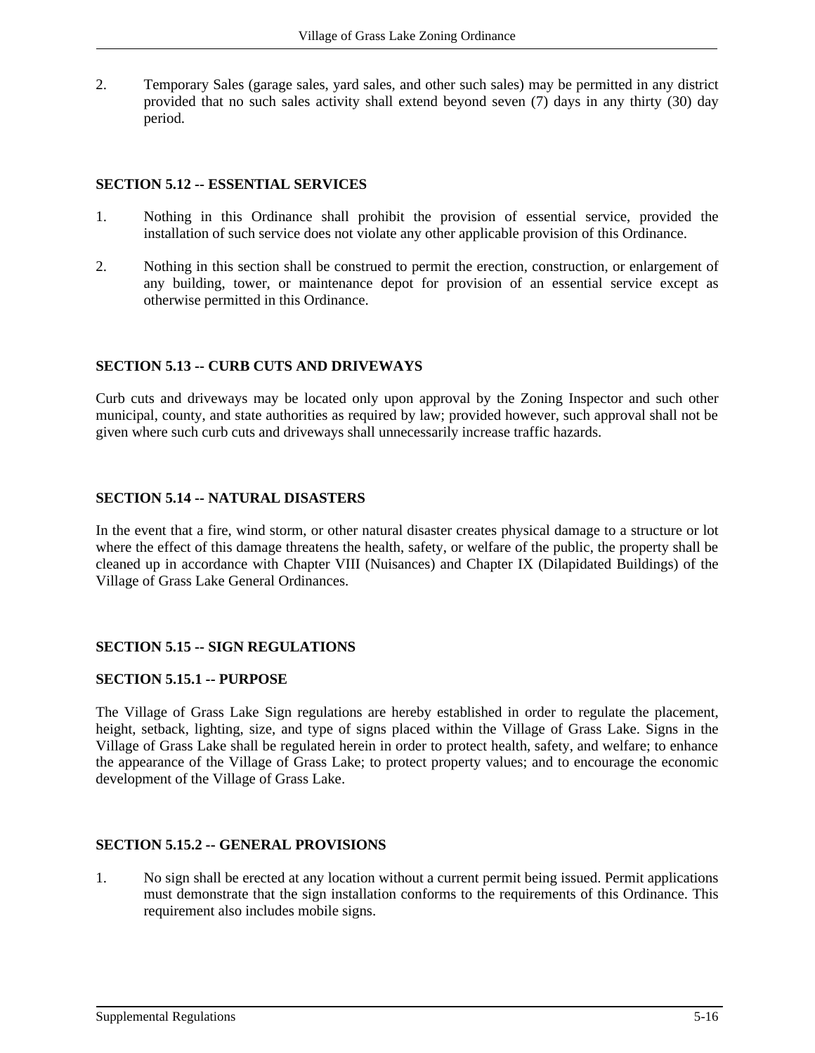2. Temporary Sales (garage sales, yard sales, and other such sales) may be permitted in any district provided that no such sales activity shall extend beyond seven (7) days in any thirty (30) day period.

**SECTION 5.12 -- ESSENTIAL SERVICES**

1. Nothing in this Ordinance shall prohibit the provision of essential service, provided the installation of such service does not violate any other applicable provision of this Ordinance.

2. Nothing in this section shall be construed to permit the erection, construction, or enlargement of any building, tower, or maintenance depot for provision of an essential service except as otherwise permitted in this Ordinance.

**SECTION 5.13 -- CURB CUTS AND DRIVEWAYS**

Curb cuts and driveways may be located only upon approval by the Zoning Inspector and such other municipal, county, and state authorities as required by law; provided however, such approval shall not be given where such curb cuts and driveways shall unnecessarily increase traffic hazards.

**SECTION 5.14 -- NATURAL DISASTERS**

In the event that a fire, wind storm, or other natural disaster creates physical damage to a structure or lot where the effect of this damage threatens the health, safety, or welfare of the public, the property shall be cleaned up in accordance with Chapter VIII (Nuisances) and Chapter IX (Dilapidated Buildings) of the Village of Grass Lake General Ordinances.

**SECTION 5.15 -- SIGN REGULATIONS**

**SECTION 5.15.1 -- PURPOSE**

The Village of Grass Lake Sign regulations are hereby established in order to regulate the placement, height, setback, lighting, size, and type of signs placed within the Village of Grass Lake. Signs in the Village of Grass Lake shall be regulated herein in order to protect health, safety, and welfare; to enhance the appearance of the Village of Grass Lake; to protect property values; and to encourage the economic development of the Village of Grass Lake.

**SECTION 5.15.2 -- GENERAL PROVISIONS**

1. No sign shall be erected at any location without a current permit being issued. Permit applications must demonstrate that the sign installation conforms to the requirements of this Ordinance. This requirement also includes mobile signs.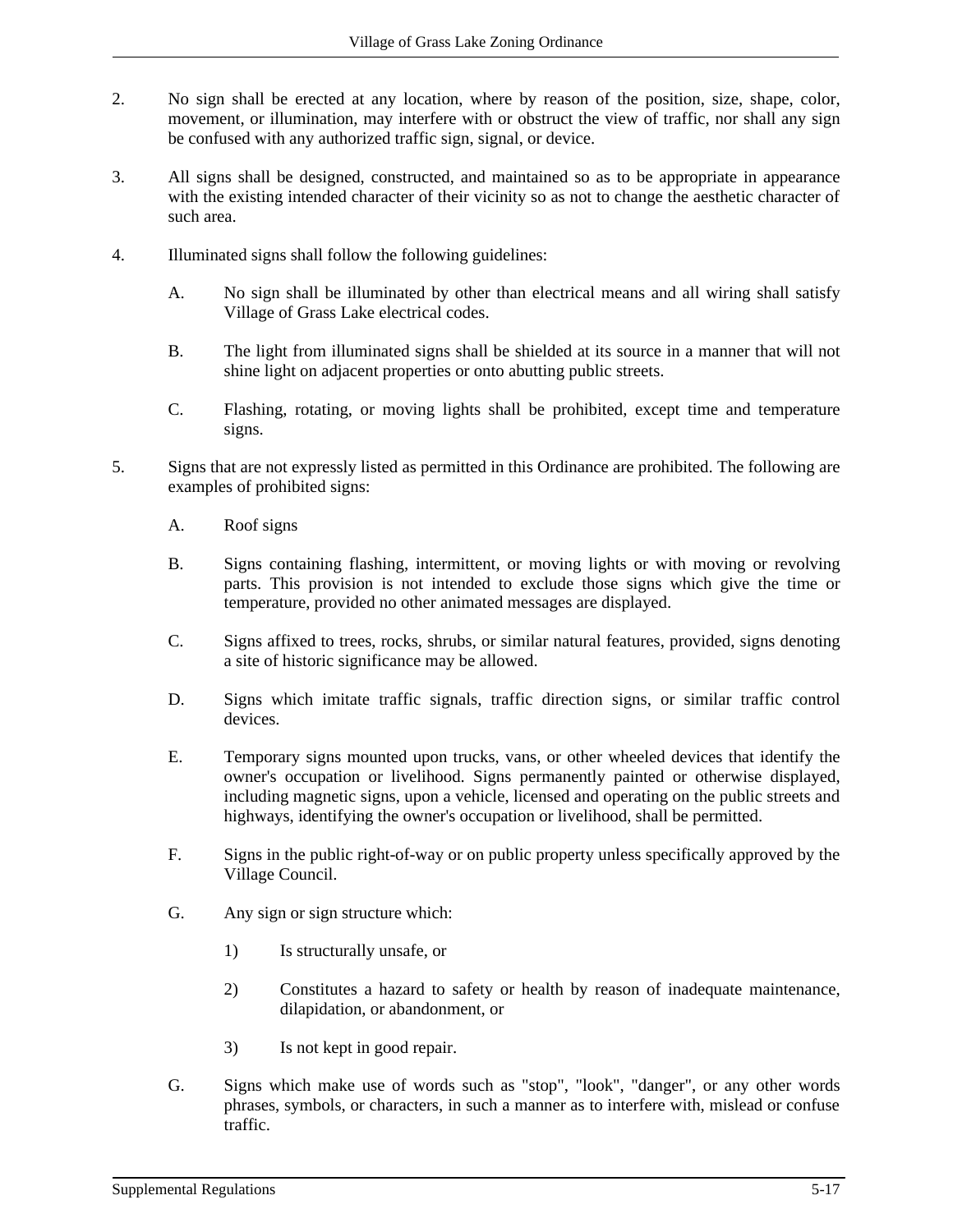2. No sign shall be erected at any location, where by reason of the position, size, shape, color, movement, or illumination, may interfere with or obstruct the view of traffic, nor shall any sign be confused with any authorized traffic sign, signal, or device.

3. All signs shall be designed, constructed, and maintained so as to be appropriate in appearance with the existing intended character of their vicinity so as not to change the aesthetic character of such area.

4. Illuminated signs shall follow the following guidelines:

   A. No sign shall be illuminated by other than electrical means and all wiring shall satisfy Village of Grass Lake electrical codes.

   B. The light from illuminated signs shall be shielded at its source in a manner that will not shine light on adjacent properties or onto abutting public streets.

   C. Flashing, rotating, or moving lights shall be prohibited, except time and temperature signs.

5. Signs that are not expressly listed as permitted in this Ordinance are prohibited. The following are examples of prohibited signs:

   A. Roof signs

   B. Signs containing flashing, intermittent, or moving lights or with moving or revolving parts. This provision is not intended to exclude those signs which give the time or temperature, provided no other animated messages are displayed.

   C. Signs affixed to trees, rocks, shrubs, or similar natural features, provided, signs denoting a site of historic significance may be allowed.

   D. Signs which imitate traffic signals, traffic direction signs, or similar traffic control devices.

   E. Temporary signs mounted upon trucks, vans, or other wheeled devices that identify the owner's occupation or livelihood. Signs permanently painted or otherwise displayed, including magnetic signs, upon a vehicle, licensed and operating on the public streets and highways, identifying the owner's occupation or livelihood, shall be permitted.

   F. Signs in the public right-of-way or on public property unless specifically approved by the Village Council.

   G. Any sign or sign structure which:

      1) Is structurally unsafe, or

      2) Constitutes a hazard to safety or health by reason of inadequate maintenance, dilapidation, or abandonment, or

      3) Is not kept in good repair.

   G. Signs which make use of words such as "stop", "look", "danger", or any other words phrases, symbols, or characters, in such a manner as to interfere with, mislead or confuse traffic.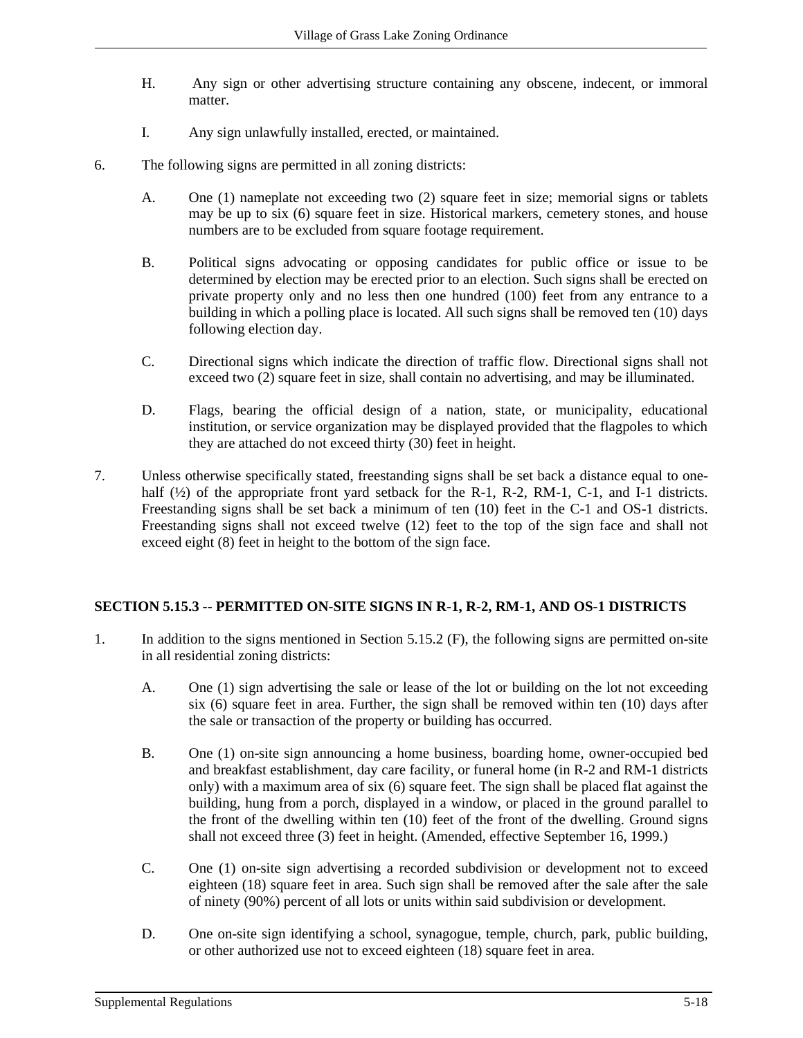H. Any sign or other advertising structure containing any obscene, indecent, or immoral matter.

I. Any sign unlawfully installed, erected, or maintained.

6. The following signs are permitted in all zoning districts:

   A. One (1) nameplate not exceeding two (2) square feet in size; memorial signs or tablets may be up to six (6) square feet in size. Historical markers, cemetery stones, and house numbers are to be excluded from square footage requirement.

   B. Political signs advocating or opposing candidates for public office or issue to be determined by election may be erected prior to an election. Such signs shall be erected on private property only and no less then one hundred (100) feet from any entrance to a building in which a polling place is located. All such signs shall be removed ten (10) days following election day.

   C. Directional signs which indicate the direction of traffic flow. Directional signs shall not exceed two (2) square feet in size, shall contain no advertising, and may be illuminated.

   D. Flags, bearing the official design of a nation, state, or municipality, educational institution, or service organization may be displayed provided that the flagpoles to which they are attached do not exceed thirty (30) feet in height.

7. Unless otherwise specifically stated, freestanding signs shall be set back a distance equal to one-half (½) of the appropriate front yard setback for the R-1, R-2, RM-1, C-1, and I-1 districts. Freestanding signs shall be set back a minimum of ten (10) feet in the C-1 and OS-1 districts. Freestanding signs shall not exceed twelve (12) feet to the top of the sign face and shall not exceed eight (8) feet in height to the bottom of the sign face.

**SECTION 5.15.3 -- PERMITTED ON-SITE SIGNS IN R-1, R-2, RM-1, AND OS-1 DISTRICTS**

1. In addition to the signs mentioned in Section 5.15.2 (F), the following signs are permitted on-site in all residential zoning districts:

   A. One (1) sign advertising the sale or lease of the lot or building on the lot not exceeding six (6) square feet in area. Further, the sign shall be removed within ten (10) days after the sale or transaction of the property or building has occurred.

   B. One (1) on-site sign announcing a home business, boarding home, owner-occupied bed and breakfast establishment, day care facility, or funeral home (in R-2 and RM-1 districts only) with a maximum area of six (6) square feet. The sign shall be placed flat against the building, hung from a porch, displayed in a window, or placed in the ground parallel to the front of the dwelling within ten (10) feet of the front of the dwelling. Ground signs shall not exceed three (3) feet in height. (Amended, effective September 16, 1999.)

   C. One (1) on-site sign advertising a recorded subdivision or development not to exceed eighteen (18) square feet in area. Such sign shall be removed after the sale after the sale of ninety (90%) percent of all lots or units within said subdivision or development.

   D. One on-site sign identifying a school, synagogue, temple, church, park, public building, or other authorized use not to exceed eighteen (18) square feet in area.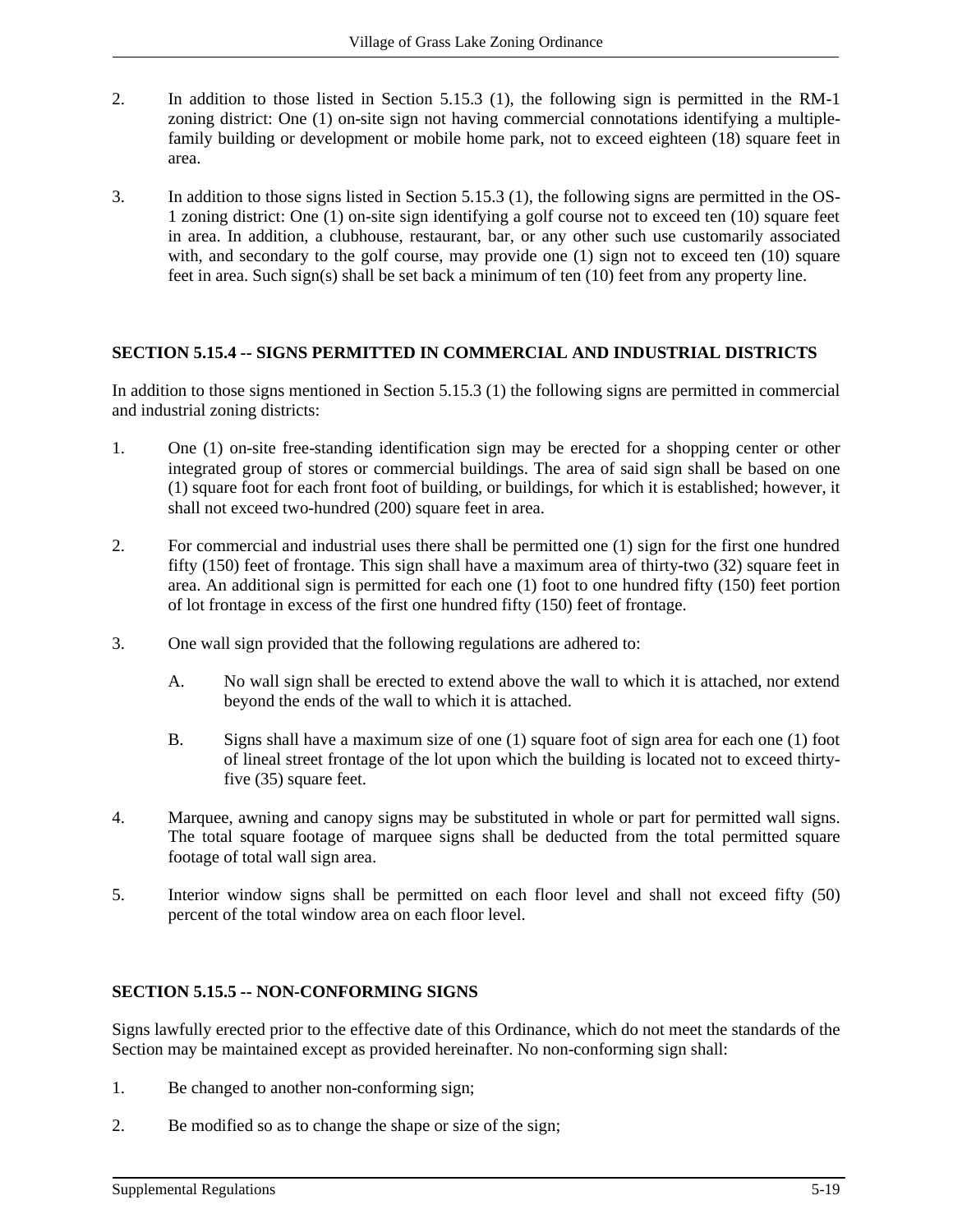2. In addition to those listed in Section 5.15.3 (1), the following sign is permitted in the RM-1 zoning district: One (1) on-site sign not having commercial connotations identifying a multiple-family building or development or mobile home park, not to exceed eighteen (18) square feet in area.

3. In addition to those signs listed in Section 5.15.3 (1), the following signs are permitted in the OS-1 zoning district: One (1) on-site sign identifying a golf course not to exceed ten (10) square feet in area. In addition, a clubhouse, restaurant, bar, or any other such use customarily associated with, and secondary to the golf course, may provide one (1) sign not to exceed ten (10) square feet in area. Such sign(s) shall be set back a minimum of ten (10) feet from any property line.

### SECTION 5.15.4 -- SIGNS PERMITTED IN COMMERCIAL AND INDUSTRIAL DISTRICTS

In addition to those signs mentioned in Section 5.15.3 (1) the following signs are permitted in commercial and industrial zoning districts:

1. One (1) on-site free-standing identification sign may be erected for a shopping center or other integrated group of stores or commercial buildings. The area of said sign shall be based on one (1) square foot for each front foot of building, or buildings, for which it is established; however, it shall not exceed two-hundred (200) square feet in area.

2. For commercial and industrial uses there shall be permitted one (1) sign for the first one hundred fifty (150) feet of frontage. This sign shall have a maximum area of thirty-two (32) square feet in area. An additional sign is permitted for each one (1) foot to one hundred fifty (150) feet portion of lot frontage in excess of the first one hundred fifty (150) feet of frontage.

3. One wall sign provided that the following regulations are adhered to:

   A. No wall sign shall be erected to extend above the wall to which it is attached, nor extend beyond the ends of the wall to which it is attached.

   B. Signs shall have a maximum size of one (1) square foot of sign area for each one (1) foot of lineal street frontage of the lot upon which the building is located not to exceed thirty-five (35) square feet.

4. Marquee, awning and canopy signs may be substituted in whole or part for permitted wall signs. The total square footage of marquee signs shall be deducted from the total permitted square footage of total wall sign area.

5. Interior window signs shall be permitted on each floor level and shall not exceed fifty (50) percent of the total window area on each floor level.

### SECTION 5.15.5 -- NON-CONFORMING SIGNS

Signs lawfully erected prior to the effective date of this Ordinance, which do not meet the standards of the Section may be maintained except as provided hereinafter. No non-conforming sign shall:

1. Be changed to another non-conforming sign;

2. Be modified so as to change the shape or size of the sign;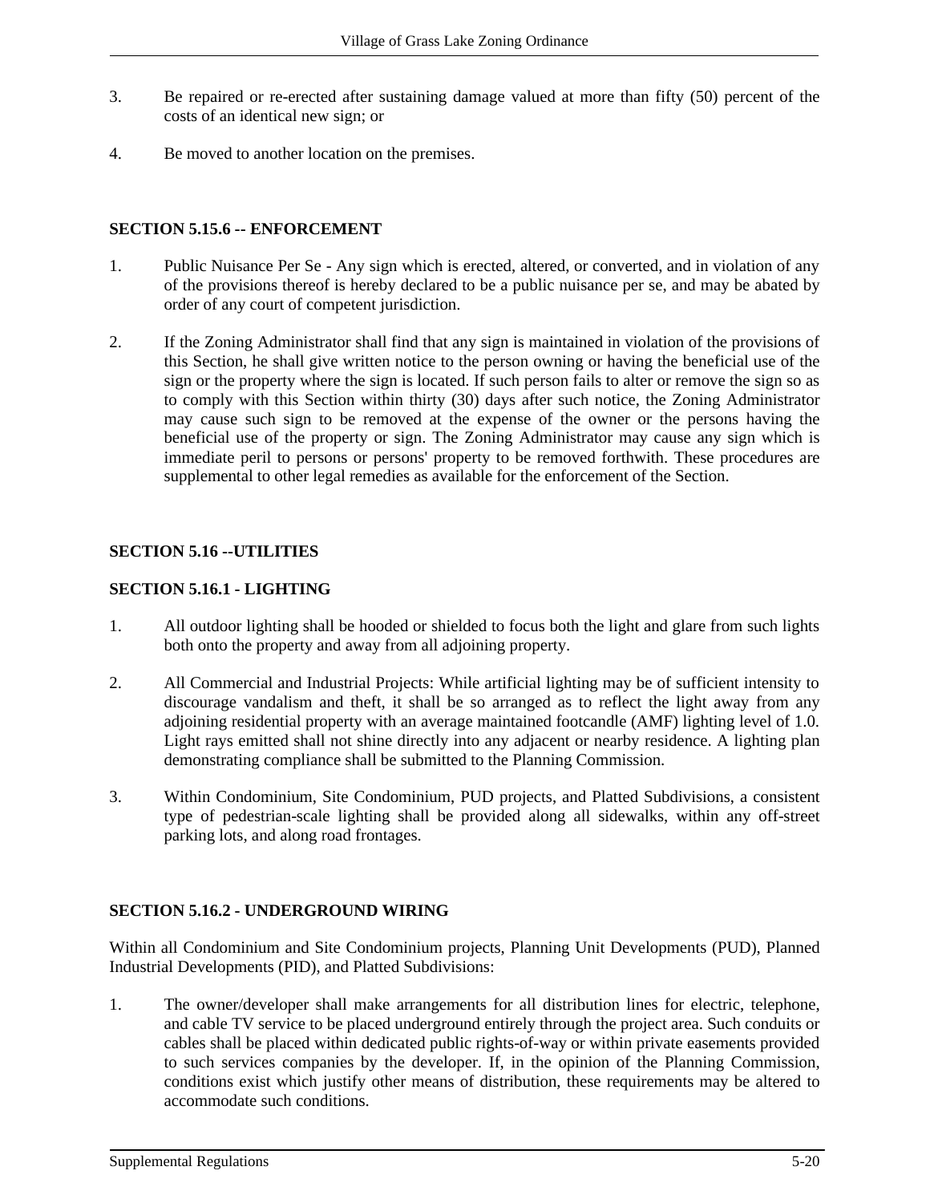3. Be repaired or re-erected after sustaining damage valued at more than fifty (50) percent of the costs of an identical new sign; or

4. Be moved to another location on the premises.

**SECTION 5.15.6 -- ENFORCEMENT**

1. Public Nuisance Per Se - Any sign which is erected, altered, or converted, and in violation of any of the provisions thereof is hereby declared to be a public nuisance per se, and may be abated by order of any court of competent jurisdiction.

2. If the Zoning Administrator shall find that any sign is maintained in violation of the provisions of this Section, he shall give written notice to the person owning or having the beneficial use of the sign or the property where the sign is located. If such person fails to alter or remove the sign so as to comply with this Section within thirty (30) days after such notice, the Zoning Administrator may cause such sign to be removed at the expense of the owner or the persons having the beneficial use of the property or sign. The Zoning Administrator may cause any sign which is immediate peril to persons or persons' property to be removed forthwith. These procedures are supplemental to other legal remedies as available for the enforcement of the Section.

**SECTION 5.16 --UTILITIES**

**SECTION 5.16.1 - LIGHTING**

1. All outdoor lighting shall be hooded or shielded to focus both the light and glare from such lights both onto the property and away from all adjoining property.

2. All Commercial and Industrial Projects: While artificial lighting may be of sufficient intensity to discourage vandalism and theft, it shall be so arranged as to reflect the light away from any adjoining residential property with an average maintained footcandle (AMF) lighting level of 1.0. Light rays emitted shall not shine directly into any adjacent or nearby residence. A lighting plan demonstrating compliance shall be submitted to the Planning Commission.

3. Within Condominium, Site Condominium, PUD projects, and Platted Subdivisions, a consistent type of pedestrian-scale lighting shall be provided along all sidewalks, within any off-street parking lots, and along road frontages.

**SECTION 5.16.2 - UNDERGROUND WIRING**

Within all Condominium and Site Condominium projects, Planning Unit Developments (PUD), Planned Industrial Developments (PID), and Platted Subdivisions:

1. The owner/developer shall make arrangements for all distribution lines for electric, telephone, and cable TV service to be placed underground entirely through the project area. Such conduits or cables shall be placed within dedicated public rights-of-way or within private easements provided to such services companies by the developer. If, in the opinion of the Planning Commission, conditions exist which justify other means of distribution, these requirements may be altered to accommodate such conditions.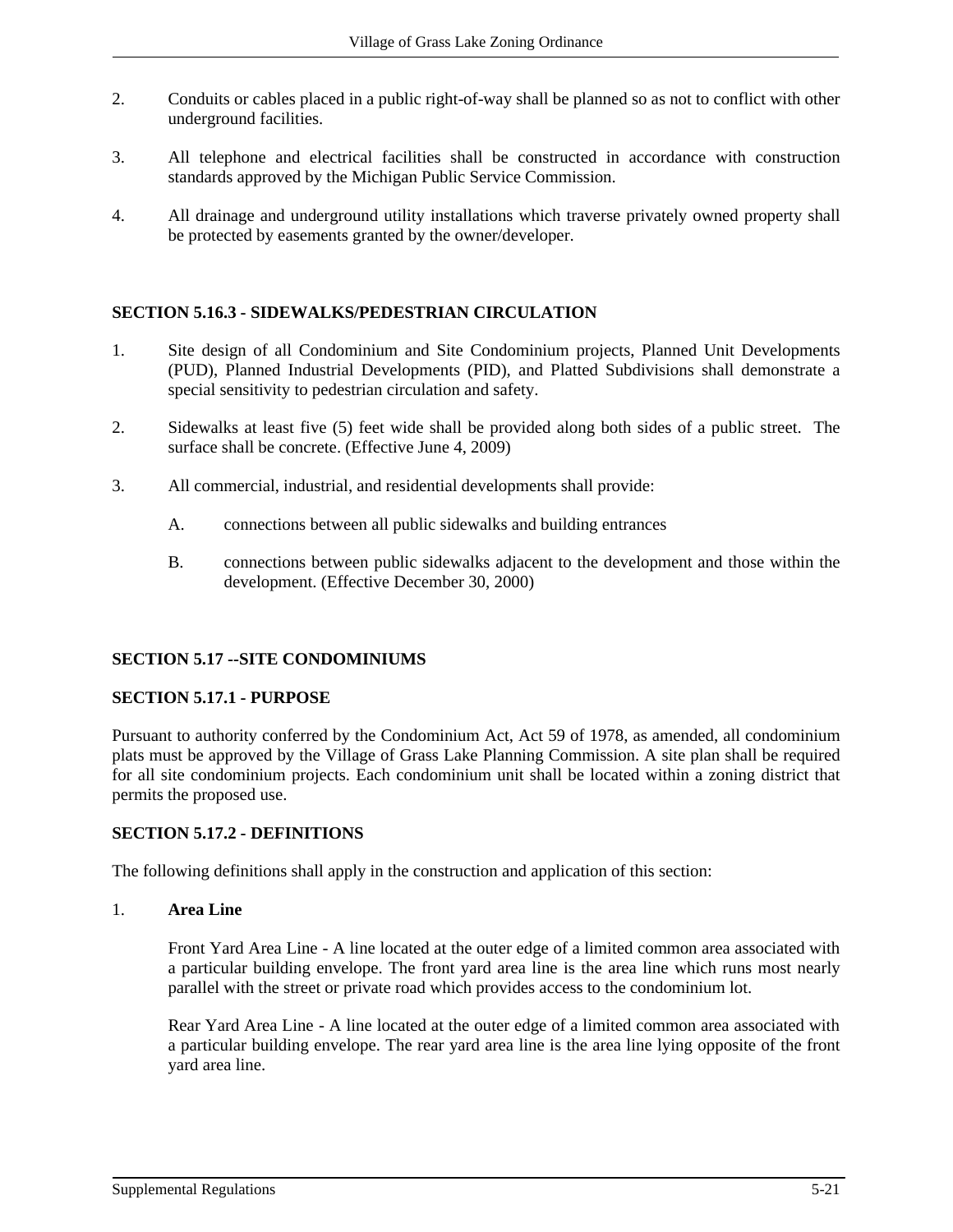2. Conduits or cables placed in a public right-of-way shall be planned so as not to conflict with other underground facilities.

3. All telephone and electrical facilities shall be constructed in accordance with construction standards approved by the Michigan Public Service Commission.

4. All drainage and underground utility installations which traverse privately owned property shall be protected by easements granted by the owner/developer.

### SECTION 5.16.3 - SIDEWALKS/PEDESTRIAN CIRCULATION

1. Site design of all Condominium and Site Condominium projects, Planned Unit Developments (PUD), Planned Industrial Developments (PID), and Platted Subdivisions shall demonstrate a special sensitivity to pedestrian circulation and safety.

2. Sidewalks at least five (5) feet wide shall be provided along both sides of a public street. The surface shall be concrete. (Effective June 4, 2009)

3. All commercial, industrial, and residential developments shall provide:

   A. connections between all public sidewalks and building entrances

   B. connections between public sidewalks adjacent to the development and those within the development. (Effective December 30, 2000)

## SECTION 5.17 --SITE CONDOMINIUMS

### SECTION 5.17.1 - PURPOSE

Pursuant to authority conferred by the Condominium Act, Act 59 of 1978, as amended, all condominium plats must be approved by the Village of Grass Lake Planning Commission. A site plan shall be required for all site condominium projects. Each condominium unit shall be located within a zoning district that permits the proposed use.

### SECTION 5.17.2 - DEFINITIONS

The following definitions shall apply in the construction and application of this section:

1. **Area Line**

   Front Yard Area Line - A line located at the outer edge of a limited common area associated with a particular building envelope. The front yard area line is the area line which runs most nearly parallel with the street or private road which provides access to the condominium lot.

   Rear Yard Area Line - A line located at the outer edge of a limited common area associated with a particular building envelope. The rear yard area line is the area line lying opposite of the front yard area line.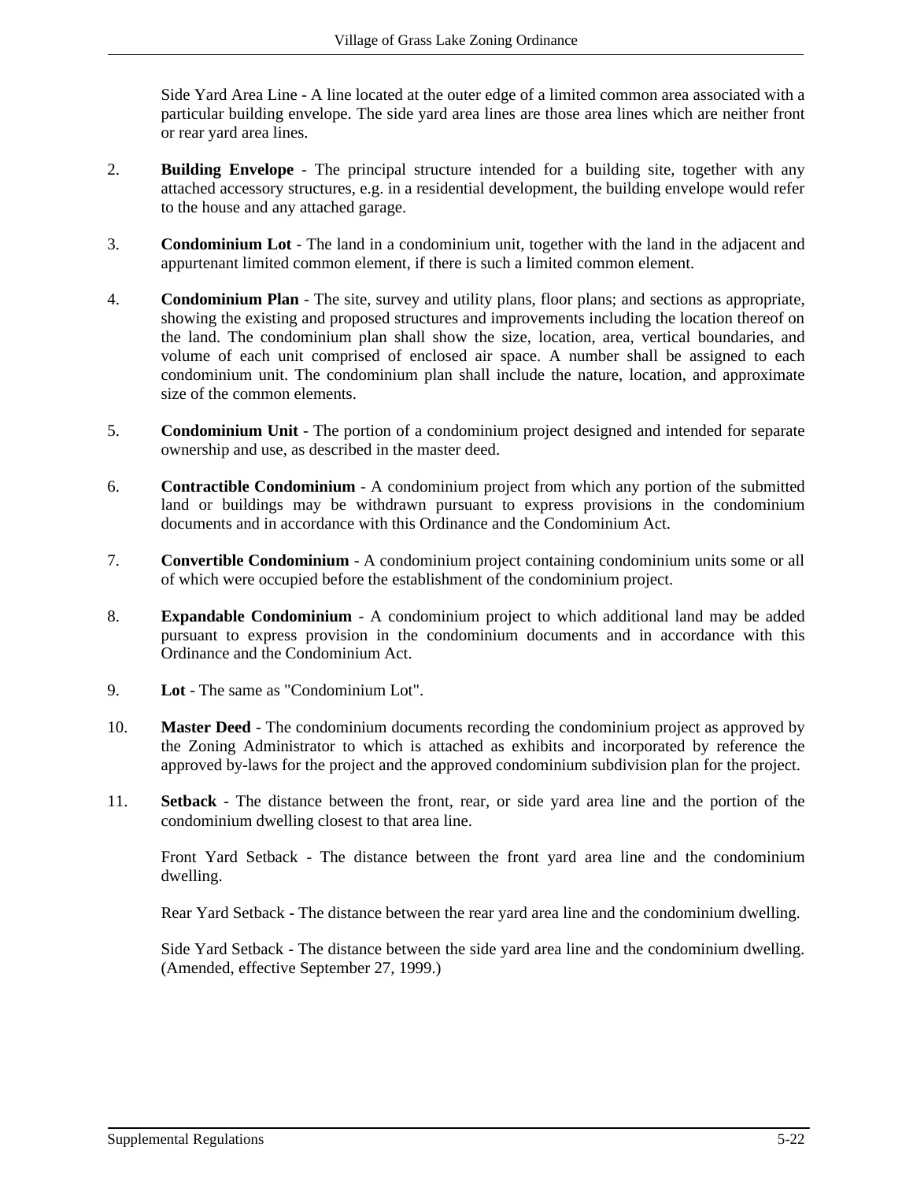Side Yard Area Line - A line located at the outer edge of a limited common area associated with a particular building envelope. The side yard area lines are those area lines which are neither front or rear yard area lines.

2. **Building Envelope** - The principal structure intended for a building site, together with any attached accessory structures, e.g. in a residential development, the building envelope would refer to the house and any attached garage.

3. **Condominium Lot** - The land in a condominium unit, together with the land in the adjacent and appurtenant limited common element, if there is such a limited common element.

4. **Condominium Plan** - The site, survey and utility plans, floor plans; and sections as appropriate, showing the existing and proposed structures and improvements including the location thereof on the land. The condominium plan shall show the size, location, area, vertical boundaries, and volume of each unit comprised of enclosed air space. A number shall be assigned to each condominium unit. The condominium plan shall include the nature, location, and approximate size of the common elements.

5. **Condominium Unit** - The portion of a condominium project designed and intended for separate ownership and use, as described in the master deed.

6. **Contractible Condominium** - A condominium project from which any portion of the submitted land or buildings may be withdrawn pursuant to express provisions in the condominium documents and in accordance with this Ordinance and the Condominium Act.

7. **Convertible Condominium** - A condominium project containing condominium units some or all of which were occupied before the establishment of the condominium project.

8. **Expandable Condominium** - A condominium project to which additional land may be added pursuant to express provision in the condominium documents and in accordance with this Ordinance and the Condominium Act.

9. **Lot** - The same as "Condominium Lot".

10. **Master Deed** - The condominium documents recording the condominium project as approved by the Zoning Administrator to which is attached as exhibits and incorporated by reference the approved by-laws for the project and the approved condominium subdivision plan for the project.

11. **Setback** - The distance between the front, rear, or side yard area line and the portion of the condominium dwelling closest to that area line.

    Front Yard Setback - The distance between the front yard area line and the condominium dwelling.

    Rear Yard Setback - The distance between the rear yard area line and the condominium dwelling.

    Side Yard Setback - The distance between the side yard area line and the condominium dwelling. (Amended, effective September 27, 1999.)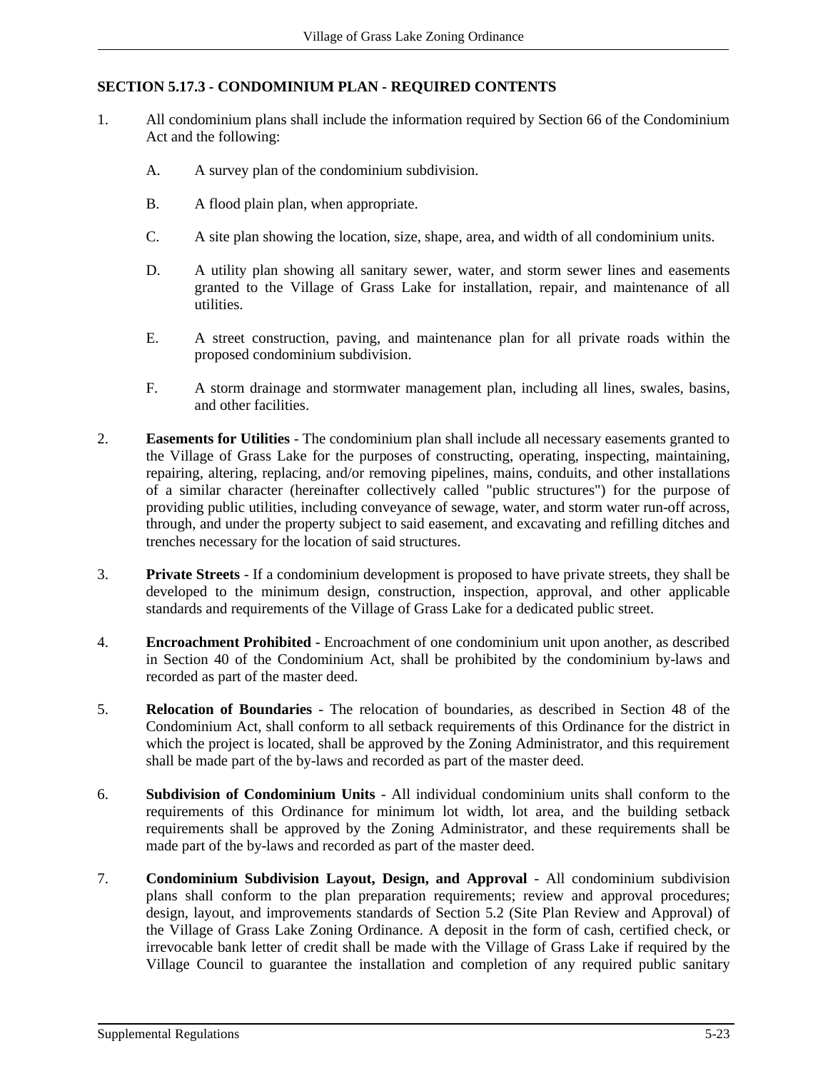## SECTION 5.17.3 - CONDOMINIUM PLAN - REQUIRED CONTENTS

1. All condominium plans shall include the information required by Section 66 of the Condominium Act and the following:

   A. A survey plan of the condominium subdivision.

   B. A flood plain plan, when appropriate.

   C. A site plan showing the location, size, shape, area, and width of all condominium units.

   D. A utility plan showing all sanitary sewer, water, and storm sewer lines and easements granted to the Village of Grass Lake for installation, repair, and maintenance of all utilities.

   E. A street construction, paving, and maintenance plan for all private roads within the proposed condominium subdivision.

   F. A storm drainage and stormwater management plan, including all lines, swales, basins, and other facilities.

2. **Easements for Utilities** - The condominium plan shall include all necessary easements granted to the Village of Grass Lake for the purposes of constructing, operating, inspecting, maintaining, repairing, altering, replacing, and/or removing pipelines, mains, conduits, and other installations of a similar character (hereinafter collectively called "public structures") for the purpose of providing public utilities, including conveyance of sewage, water, and storm water run-off across, through, and under the property subject to said easement, and excavating and refilling ditches and trenches necessary for the location of said structures.

3. **Private Streets** - If a condominium development is proposed to have private streets, they shall be developed to the minimum design, construction, inspection, approval, and other applicable standards and requirements of the Village of Grass Lake for a dedicated public street.

4. **Encroachment Prohibited** - Encroachment of one condominium unit upon another, as described in Section 40 of the Condominium Act, shall be prohibited by the condominium by-laws and recorded as part of the master deed.

5. **Relocation of Boundaries** - The relocation of boundaries, as described in Section 48 of the Condominium Act, shall conform to all setback requirements of this Ordinance for the district in which the project is located, shall be approved by the Zoning Administrator, and this requirement shall be made part of the by-laws and recorded as part of the master deed.

6. **Subdivision of Condominium Units** - All individual condominium units shall conform to the requirements of this Ordinance for minimum lot width, lot area, and the building setback requirements shall be approved by the Zoning Administrator, and these requirements shall be made part of the by-laws and recorded as part of the master deed.

7. **Condominium Subdivision Layout, Design, and Approval** - All condominium subdivision plans shall conform to the plan preparation requirements; review and approval procedures; design, layout, and improvements standards of Section 5.2 (Site Plan Review and Approval) of the Village of Grass Lake Zoning Ordinance. A deposit in the form of cash, certified check, or irrevocable bank letter of credit shall be made with the Village of Grass Lake if required by the Village Council to guarantee the installation and completion of any required public sanitary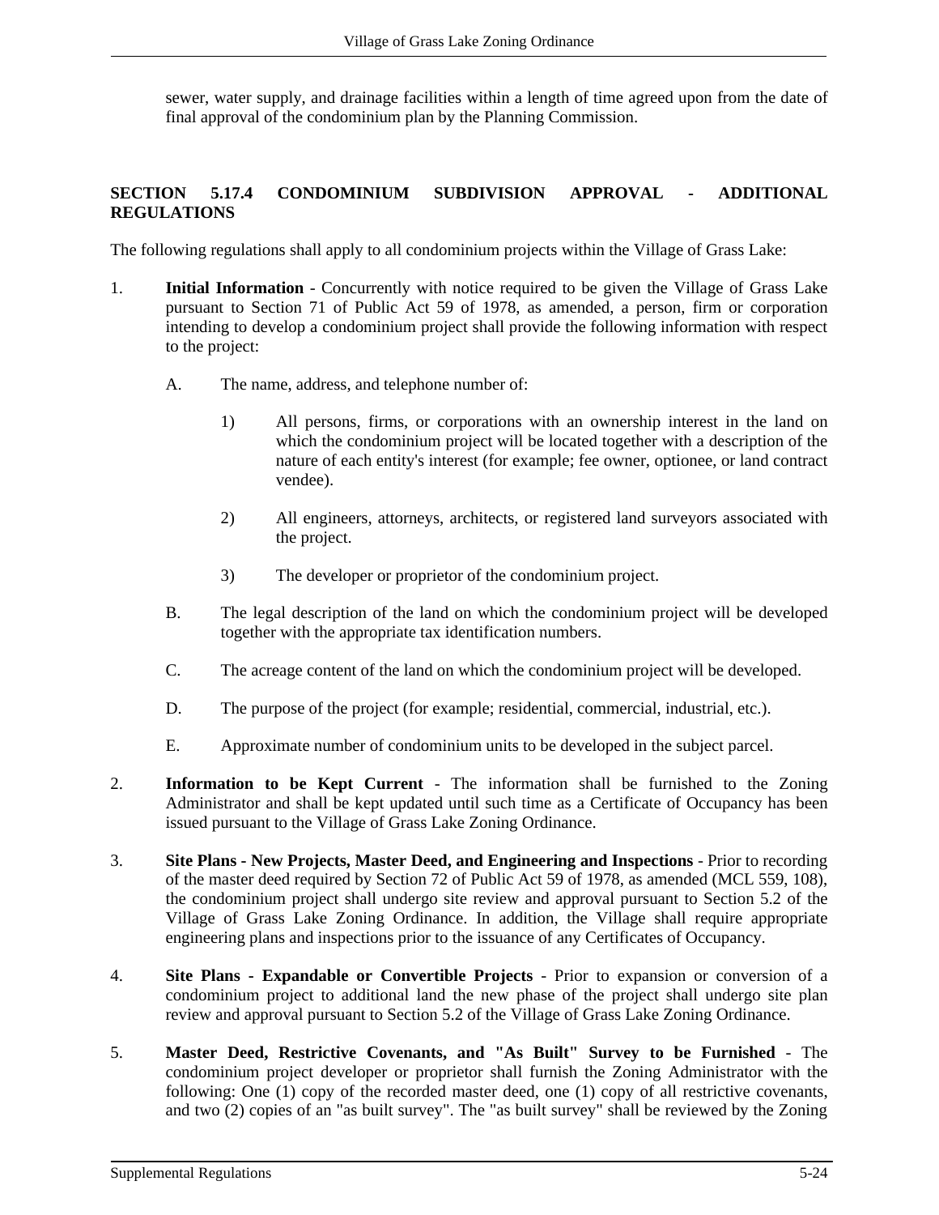sewer, water supply, and drainage facilities within a length of time agreed upon from the date of final approval of the condominium plan by the Planning Commission.

### SECTION 5.17.4 CONDOMINIUM SUBDIVISION APPROVAL - ADDITIONAL REGULATIONS

The following regulations shall apply to all condominium projects within the Village of Grass Lake:

1. **Initial Information** - Concurrently with notice required to be given the Village of Grass Lake pursuant to Section 71 of Public Act 59 of 1978, as amended, a person, firm or corporation intending to develop a condominium project shall provide the following information with respect to the project:

   A. The name, address, and telephone number of:

      1) All persons, firms, or corporations with an ownership interest in the land on which the condominium project will be located together with a description of the nature of each entity's interest (for example; fee owner, optionee, or land contract vendee).

      2) All engineers, attorneys, architects, or registered land surveyors associated with the project.

      3) The developer or proprietor of the condominium project.

   B. The legal description of the land on which the condominium project will be developed together with the appropriate tax identification numbers.

   C. The acreage content of the land on which the condominium project will be developed.

   D. The purpose of the project (for example; residential, commercial, industrial, etc.).

   E. Approximate number of condominium units to be developed in the subject parcel.

2. **Information to be Kept Current** - The information shall be furnished to the Zoning Administrator and shall be kept updated until such time as a Certificate of Occupancy has been issued pursuant to the Village of Grass Lake Zoning Ordinance.

3. **Site Plans - New Projects, Master Deed, and Engineering and Inspections** - Prior to recording of the master deed required by Section 72 of Public Act 59 of 1978, as amended (MCL 559, 108), the condominium project shall undergo site review and approval pursuant to Section 5.2 of the Village of Grass Lake Zoning Ordinance. In addition, the Village shall require appropriate engineering plans and inspections prior to the issuance of any Certificates of Occupancy.

4. **Site Plans - Expandable or Convertible Projects** - Prior to expansion or conversion of a condominium project to additional land the new phase of the project shall undergo site plan review and approval pursuant to Section 5.2 of the Village of Grass Lake Zoning Ordinance.

5. **Master Deed, Restrictive Covenants, and "As Built" Survey to be Furnished** - The condominium project developer or proprietor shall furnish the Zoning Administrator with the following: One (1) copy of the recorded master deed, one (1) copy of all restrictive covenants, and two (2) copies of an "as built survey". The "as built survey" shall be reviewed by the Zoning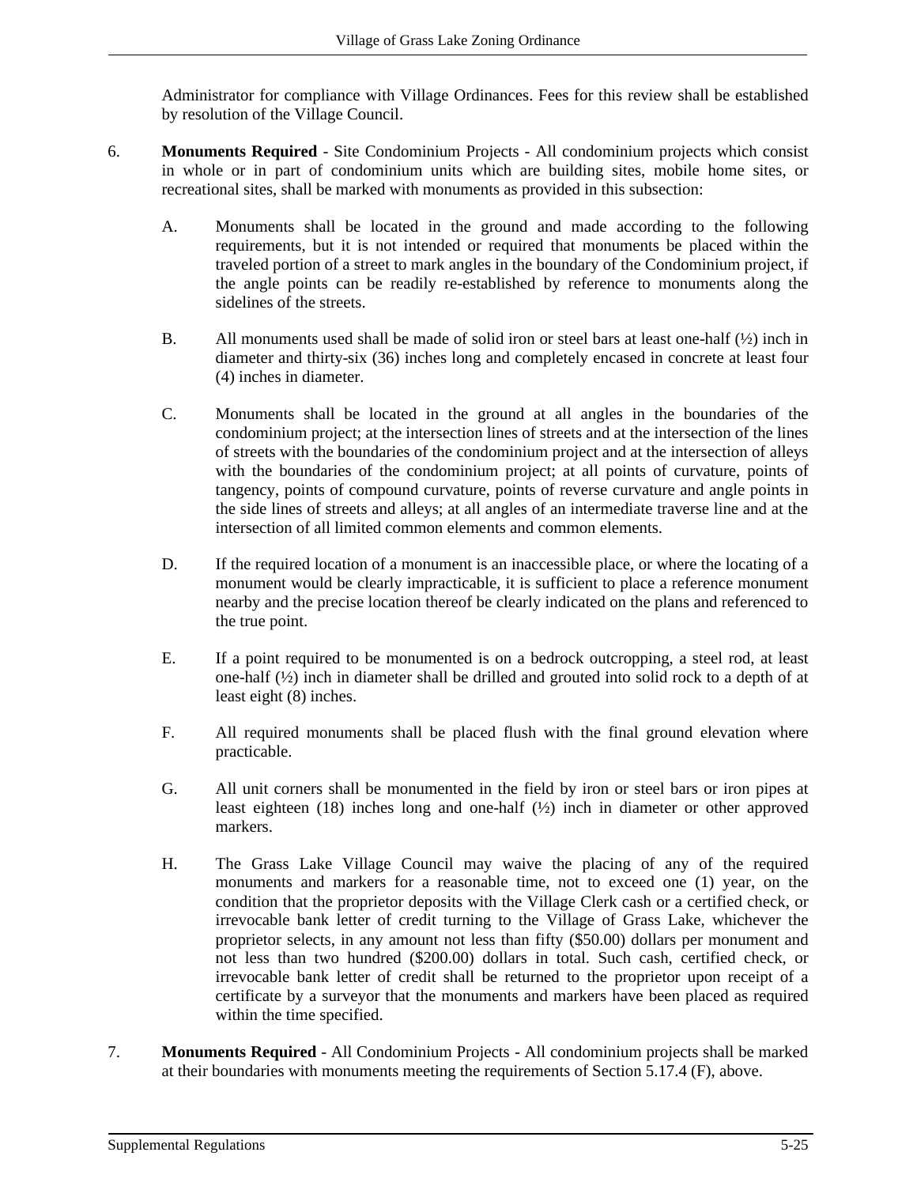Administrator for compliance with Village Ordinances. Fees for this review shall be established by resolution of the Village Council.

6. **Monuments Required** - Site Condominium Projects - All condominium projects which consist in whole or in part of condominium units which are building sites, mobile home sites, or recreational sites, shall be marked with monuments as provided in this subsection:

   A. Monuments shall be located in the ground and made according to the following requirements, but it is not intended or required that monuments be placed within the traveled portion of a street to mark angles in the boundary of the Condominium project, if the angle points can be readily re-established by reference to monuments along the sidelines of the streets.

   B. All monuments used shall be made of solid iron or steel bars at least one-half (½) inch in diameter and thirty-six (36) inches long and completely encased in concrete at least four (4) inches in diameter.

   C. Monuments shall be located in the ground at all angles in the boundaries of the condominium project; at the intersection lines of streets and at the intersection of the lines of streets with the boundaries of the condominium project and at the intersection of alleys with the boundaries of the condominium project; at all points of curvature, points of tangency, points of compound curvature, points of reverse curvature and angle points in the side lines of streets and alleys; at all angles of an intermediate traverse line and at the intersection of all limited common elements and common elements.

   D. If the required location of a monument is an inaccessible place, or where the locating of a monument would be clearly impracticable, it is sufficient to place a reference monument nearby and the precise location thereof be clearly indicated on the plans and referenced to the true point.

   E. If a point required to be monumented is on a bedrock outcropping, a steel rod, at least one-half (½) inch in diameter shall be drilled and grouted into solid rock to a depth of at least eight (8) inches.

   F. All required monuments shall be placed flush with the final ground elevation where practicable.

   G. All unit corners shall be monumented in the field by iron or steel bars or iron pipes at least eighteen (18) inches long and one-half (½) inch in diameter or other approved markers.

   H. The Grass Lake Village Council may waive the placing of any of the required monuments and markers for a reasonable time, not to exceed one (1) year, on the condition that the proprietor deposits with the Village Clerk cash or a certified check, or irrevocable bank letter of credit turning to the Village of Grass Lake, whichever the proprietor selects, in any amount not less than fifty ($50.00) dollars per monument and not less than two hundred ($200.00) dollars in total. Such cash, certified check, or irrevocable bank letter of credit shall be returned to the proprietor upon receipt of a certificate by a surveyor that the monuments and markers have been placed as required within the time specified.

7. **Monuments Required** - All Condominium Projects - All condominium projects shall be marked at their boundaries with monuments meeting the requirements of Section 5.17.4 (F), above.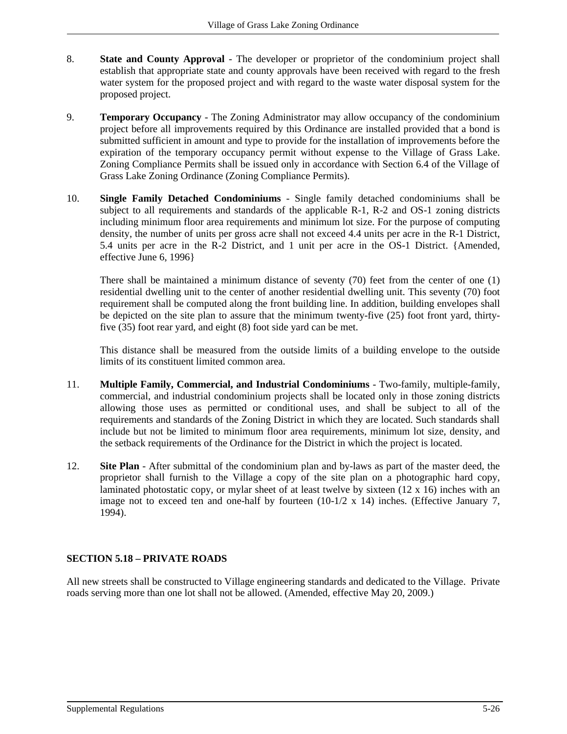8. **State and County Approval** - The developer or proprietor of the condominium project shall establish that appropriate state and county approvals have been received with regard to the fresh water system for the proposed project and with regard to the waste water disposal system for the proposed project.

9. **Temporary Occupancy** - The Zoning Administrator may allow occupancy of the condominium project before all improvements required by this Ordinance are installed provided that a bond is submitted sufficient in amount and type to provide for the installation of improvements before the expiration of the temporary occupancy permit without expense to the Village of Grass Lake. Zoning Compliance Permits shall be issued only in accordance with Section 6.4 of the Village of Grass Lake Zoning Ordinance (Zoning Compliance Permits).

10. **Single Family Detached Condominiums** - Single family detached condominiums shall be subject to all requirements and standards of the applicable R-1, R-2 and OS-1 zoning districts including minimum floor area requirements and minimum lot size. For the purpose of computing density, the number of units per gross acre shall not exceed 4.4 units per acre in the R-1 District, 5.4 units per acre in the R-2 District, and 1 unit per acre in the OS-1 District. {Amended, effective June 6, 1996}

    There shall be maintained a minimum distance of seventy (70) feet from the center of one (1) residential dwelling unit to the center of another residential dwelling unit. This seventy (70) foot requirement shall be computed along the front building line. In addition, building envelopes shall be depicted on the site plan to assure that the minimum twenty-five (25) foot front yard, thirty-five (35) foot rear yard, and eight (8) foot side yard can be met.

    This distance shall be measured from the outside limits of a building envelope to the outside limits of its constituent limited common area.

11. **Multiple Family, Commercial, and Industrial Condominiums** - Two-family, multiple-family, commercial, and industrial condominium projects shall be located only in those zoning districts allowing those uses as permitted or conditional uses, and shall be subject to all of the requirements and standards of the Zoning District in which they are located. Such standards shall include but not be limited to minimum floor area requirements, minimum lot size, density, and the setback requirements of the Ordinance for the District in which the project is located.

12. **Site Plan** - After submittal of the condominium plan and by-laws as part of the master deed, the proprietor shall furnish to the Village a copy of the site plan on a photographic hard copy, laminated photostatic copy, or mylar sheet of at least twelve by sixteen (12 x 16) inches with an image not to exceed ten and one-half by fourteen (10-1/2 x 14) inches. (Effective January 7, 1994).

## SECTION 5.18 – PRIVATE ROADS

All new streets shall be constructed to Village engineering standards and dedicated to the Village. Private roads serving more than one lot shall not be allowed. (Amended, effective May 20, 2009.)